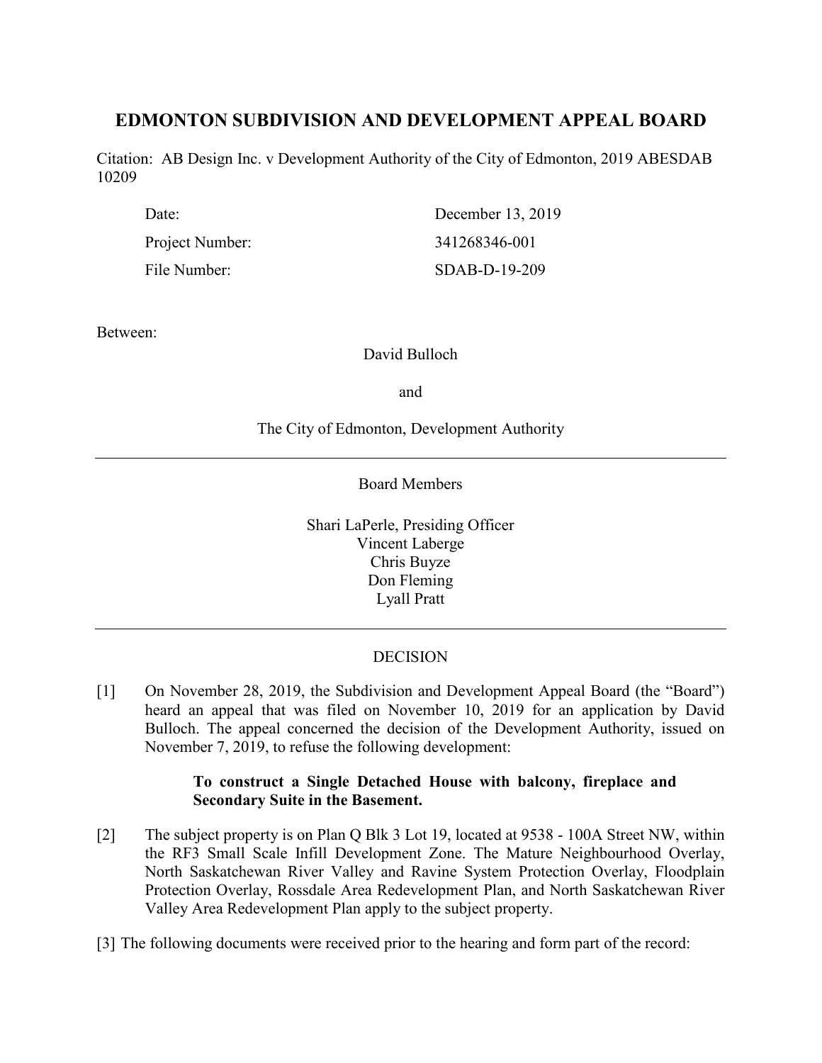# EDMONTON SUBDIVISION AND DEVELOPMENT APPEAL BOARD

Citation: AB Design Inc. v Development Authority of the City of Edmonton, 2019 ABESDAB 10209

| | |
|---|---|
| Date: | December 13, 2019 |
| Project Number: | 341268346-001 |
| File Number: | SDAB-D-19-209 |

Between:

David Bulloch

and

The City of Edmonton, Development Authority

---

Board Members

Shari LaPerle, Presiding Officer
Vincent Laberge
Chris Buyze
Don Fleming
Lyall Pratt

---

DECISION

[1] On November 28, 2019, the Subdivision and Development Appeal Board (the "Board") heard an appeal that was filed on November 10, 2019 for an application by David Bulloch. The appeal concerned the decision of the Development Authority, issued on November 7, 2019, to refuse the following development:

> **To construct a Single Detached House with balcony, fireplace and Secondary Suite in the Basement.**

[2] The subject property is on Plan Q Blk 3 Lot 19, located at 9538 - 100A Street NW, within the RF3 Small Scale Infill Development Zone. The Mature Neighbourhood Overlay, North Saskatchewan River Valley and Ravine System Protection Overlay, Floodplain Protection Overlay, Rossdale Area Redevelopment Plan, and North Saskatchewan River Valley Area Redevelopment Plan apply to the subject property.

[3] The following documents were received prior to the hearing and form part of the record: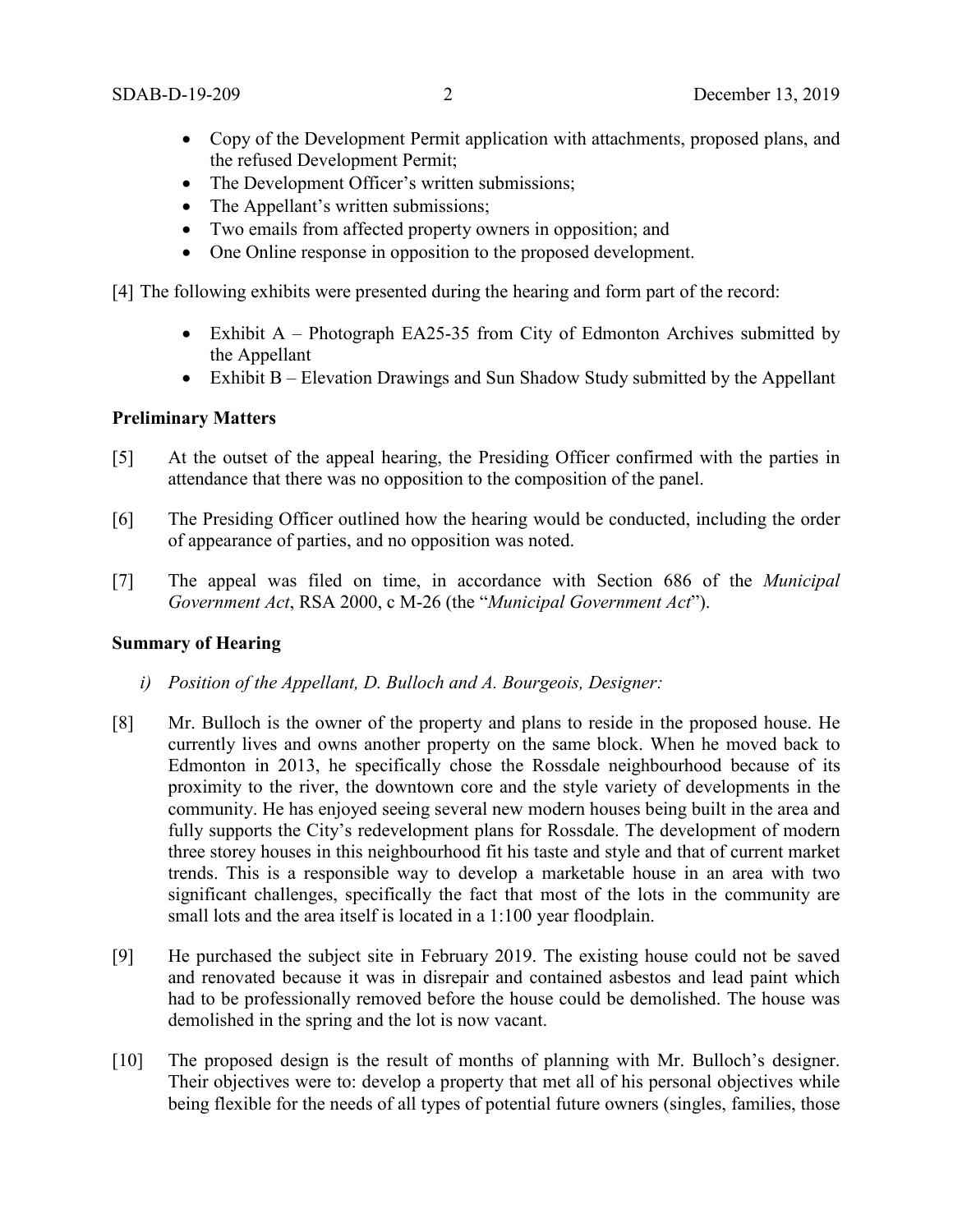- Copy of the Development Permit application with attachments, proposed plans, and the refused Development Permit;
- The Development Officer's written submissions;
- The Appellant's written submissions;
- Two emails from affected property owners in opposition; and
- One Online response in opposition to the proposed development.

[4] The following exhibits were presented during the hearing and form part of the record:

- Exhibit A – Photograph EA25-35 from City of Edmonton Archives submitted by the Appellant
- Exhibit B – Elevation Drawings and Sun Shadow Study submitted by the Appellant

**Preliminary Matters**

[5] At the outset of the appeal hearing, the Presiding Officer confirmed with the parties in attendance that there was no opposition to the composition of the panel.

[6] The Presiding Officer outlined how the hearing would be conducted, including the order of appearance of parties, and no opposition was noted.

[7] The appeal was filed on time, in accordance with Section 686 of the *Municipal Government Act*, RSA 2000, c M-26 (the "*Municipal Government Act*").

**Summary of Hearing**

*i) Position of the Appellant, D. Bulloch and A. Bourgeois, Designer:*

[8] Mr. Bulloch is the owner of the property and plans to reside in the proposed house. He currently lives and owns another property on the same block. When he moved back to Edmonton in 2013, he specifically chose the Rossdale neighbourhood because of its proximity to the river, the downtown core and the style variety of developments in the community. He has enjoyed seeing several new modern houses being built in the area and fully supports the City's redevelopment plans for Rossdale. The development of modern three storey houses in this neighbourhood fit his taste and style and that of current market trends. This is a responsible way to develop a marketable house in an area with two significant challenges, specifically the fact that most of the lots in the community are small lots and the area itself is located in a 1:100 year floodplain.

[9] He purchased the subject site in February 2019. The existing house could not be saved and renovated because it was in disrepair and contained asbestos and lead paint which had to be professionally removed before the house could be demolished. The house was demolished in the spring and the lot is now vacant.

[10] The proposed design is the result of months of planning with Mr. Bulloch's designer. Their objectives were to: develop a property that met all of his personal objectives while being flexible for the needs of all types of potential future owners (singles, families, those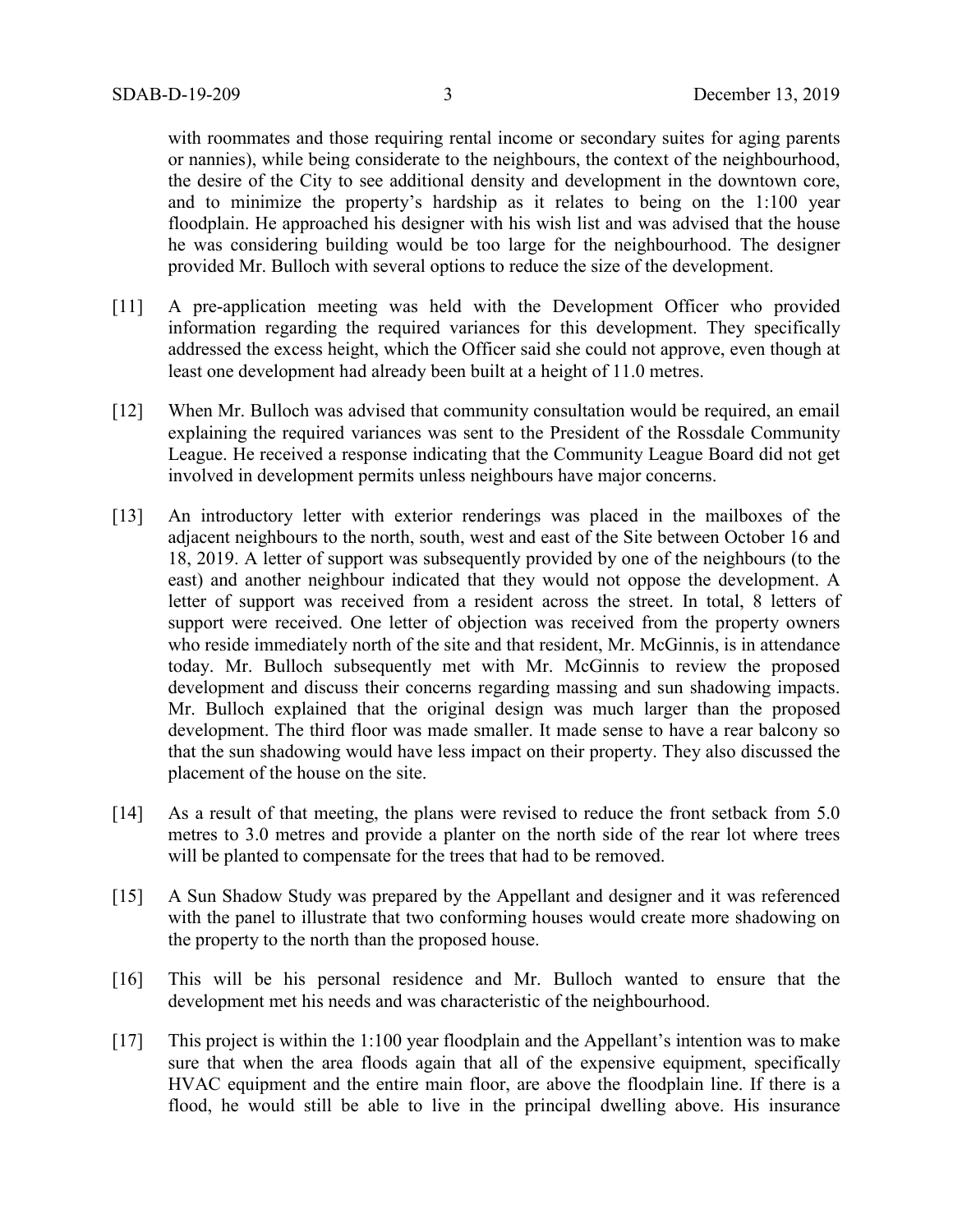with roommates and those requiring rental income or secondary suites for aging parents or nannies), while being considerate to the neighbours, the context of the neighbourhood, the desire of the City to see additional density and development in the downtown core, and to minimize the property's hardship as it relates to being on the 1:100 year floodplain. He approached his designer with his wish list and was advised that the house he was considering building would be too large for the neighbourhood. The designer provided Mr. Bulloch with several options to reduce the size of the development.

[11] A pre-application meeting was held with the Development Officer who provided information regarding the required variances for this development. They specifically addressed the excess height, which the Officer said she could not approve, even though at least one development had already been built at a height of 11.0 metres.

[12] When Mr. Bulloch was advised that community consultation would be required, an email explaining the required variances was sent to the President of the Rossdale Community League. He received a response indicating that the Community League Board did not get involved in development permits unless neighbours have major concerns.

[13] An introductory letter with exterior renderings was placed in the mailboxes of the adjacent neighbours to the north, south, west and east of the Site between October 16 and 18, 2019. A letter of support was subsequently provided by one of the neighbours (to the east) and another neighbour indicated that they would not oppose the development. A letter of support was received from a resident across the street. In total, 8 letters of support were received. One letter of objection was received from the property owners who reside immediately north of the site and that resident, Mr. McGinnis, is in attendance today. Mr. Bulloch subsequently met with Mr. McGinnis to review the proposed development and discuss their concerns regarding massing and sun shadowing impacts. Mr. Bulloch explained that the original design was much larger than the proposed development. The third floor was made smaller. It made sense to have a rear balcony so that the sun shadowing would have less impact on their property. They also discussed the placement of the house on the site.

[14] As a result of that meeting, the plans were revised to reduce the front setback from 5.0 metres to 3.0 metres and provide a planter on the north side of the rear lot where trees will be planted to compensate for the trees that had to be removed.

[15] A Sun Shadow Study was prepared by the Appellant and designer and it was referenced with the panel to illustrate that two conforming houses would create more shadowing on the property to the north than the proposed house.

[16] This will be his personal residence and Mr. Bulloch wanted to ensure that the development met his needs and was characteristic of the neighbourhood.

[17] This project is within the 1:100 year floodplain and the Appellant's intention was to make sure that when the area floods again that all of the expensive equipment, specifically HVAC equipment and the entire main floor, are above the floodplain line. If there is a flood, he would still be able to live in the principal dwelling above. His insurance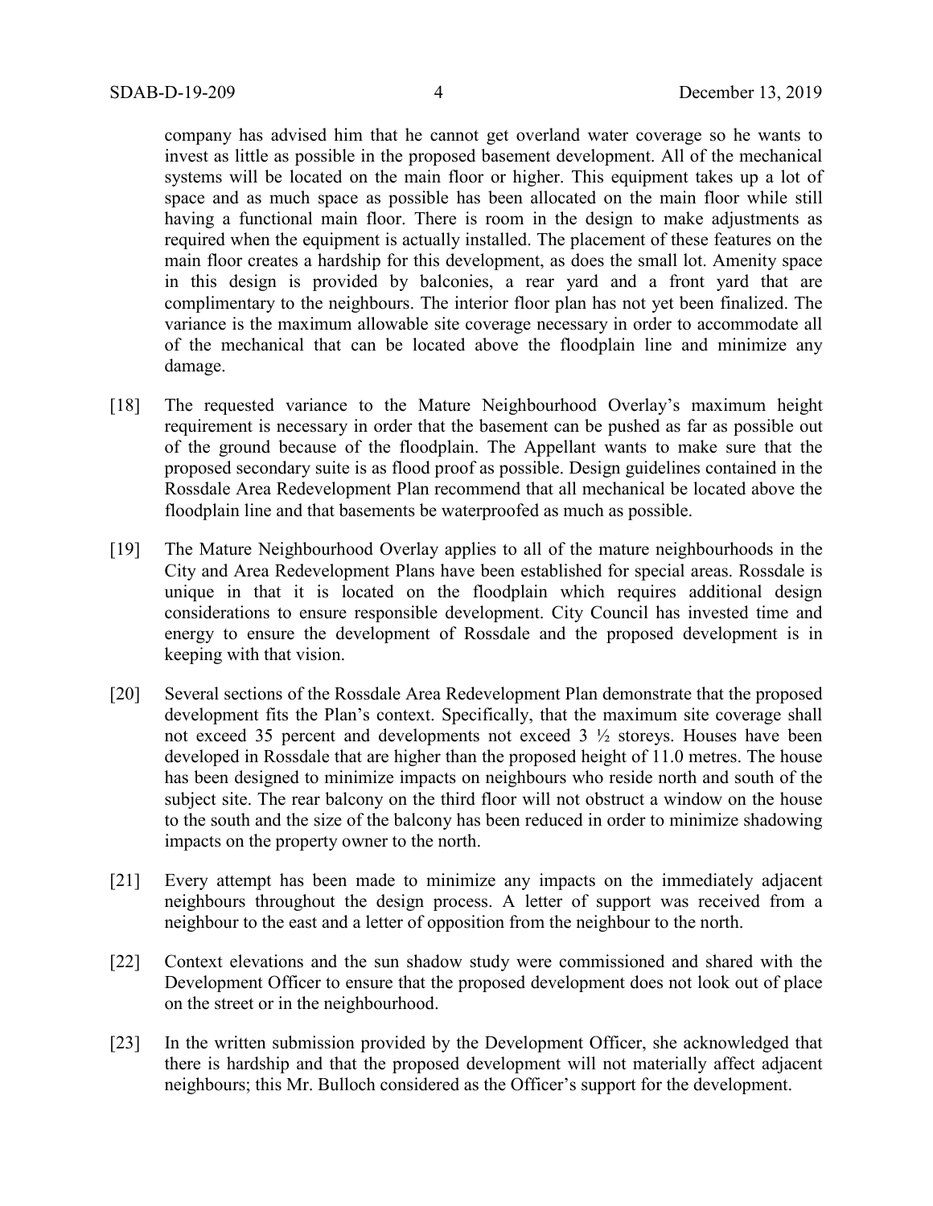company has advised him that he cannot get overland water coverage so he wants to invest as little as possible in the proposed basement development. All of the mechanical systems will be located on the main floor or higher. This equipment takes up a lot of space and as much space as possible has been allocated on the main floor while still having a functional main floor. There is room in the design to make adjustments as required when the equipment is actually installed. The placement of these features on the main floor creates a hardship for this development, as does the small lot. Amenity space in this design is provided by balconies, a rear yard and a front yard that are complimentary to the neighbours. The interior floor plan has not yet been finalized. The variance is the maximum allowable site coverage necessary in order to accommodate all of the mechanical that can be located above the floodplain line and minimize any damage.

[18] The requested variance to the Mature Neighbourhood Overlay's maximum height requirement is necessary in order that the basement can be pushed as far as possible out of the ground because of the floodplain. The Appellant wants to make sure that the proposed secondary suite is as flood proof as possible. Design guidelines contained in the Rossdale Area Redevelopment Plan recommend that all mechanical be located above the floodplain line and that basements be waterproofed as much as possible.

[19] The Mature Neighbourhood Overlay applies to all of the mature neighbourhoods in the City and Area Redevelopment Plans have been established for special areas. Rossdale is unique in that it is located on the floodplain which requires additional design considerations to ensure responsible development. City Council has invested time and energy to ensure the development of Rossdale and the proposed development is in keeping with that vision.

[20] Several sections of the Rossdale Area Redevelopment Plan demonstrate that the proposed development fits the Plan's context. Specifically, that the maximum site coverage shall not exceed 35 percent and developments not exceed 3 ½ storeys. Houses have been developed in Rossdale that are higher than the proposed height of 11.0 metres. The house has been designed to minimize impacts on neighbours who reside north and south of the subject site. The rear balcony on the third floor will not obstruct a window on the house to the south and the size of the balcony has been reduced in order to minimize shadowing impacts on the property owner to the north.

[21] Every attempt has been made to minimize any impacts on the immediately adjacent neighbours throughout the design process. A letter of support was received from a neighbour to the east and a letter of opposition from the neighbour to the north.

[22] Context elevations and the sun shadow study were commissioned and shared with the Development Officer to ensure that the proposed development does not look out of place on the street or in the neighbourhood.

[23] In the written submission provided by the Development Officer, she acknowledged that there is hardship and that the proposed development will not materially affect adjacent neighbours; this Mr. Bulloch considered as the Officer's support for the development.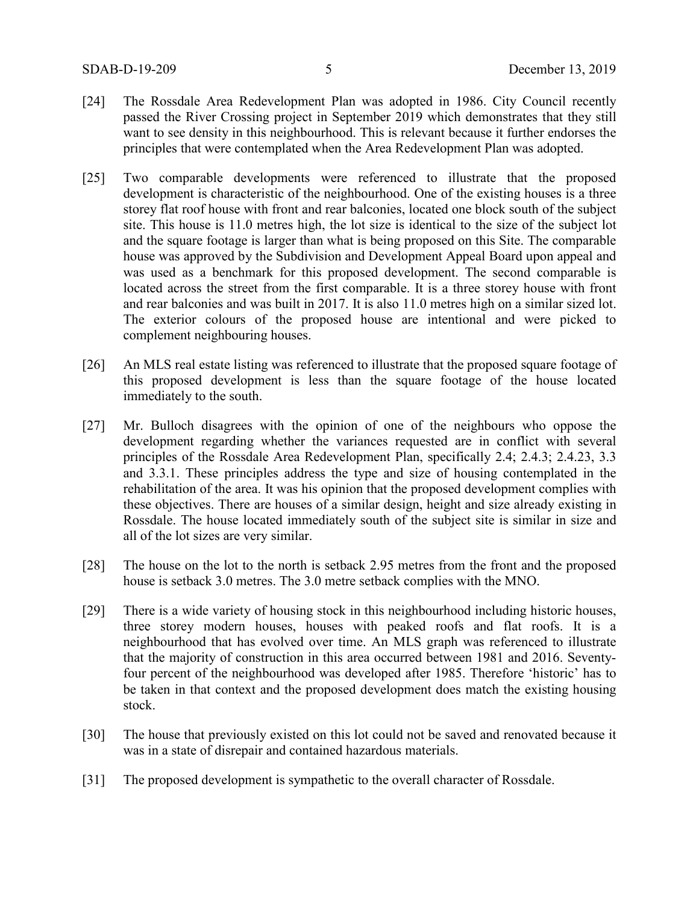[24] The Rossdale Area Redevelopment Plan was adopted in 1986. City Council recently passed the River Crossing project in September 2019 which demonstrates that they still want to see density in this neighbourhood. This is relevant because it further endorses the principles that were contemplated when the Area Redevelopment Plan was adopted.

[25] Two comparable developments were referenced to illustrate that the proposed development is characteristic of the neighbourhood. One of the existing houses is a three storey flat roof house with front and rear balconies, located one block south of the subject site. This house is 11.0 metres high, the lot size is identical to the size of the subject lot and the square footage is larger than what is being proposed on this Site. The comparable house was approved by the Subdivision and Development Appeal Board upon appeal and was used as a benchmark for this proposed development. The second comparable is located across the street from the first comparable. It is a three storey house with front and rear balconies and was built in 2017. It is also 11.0 metres high on a similar sized lot. The exterior colours of the proposed house are intentional and were picked to complement neighbouring houses.

[26] An MLS real estate listing was referenced to illustrate that the proposed square footage of this proposed development is less than the square footage of the house located immediately to the south.

[27] Mr. Bulloch disagrees with the opinion of one of the neighbours who oppose the development regarding whether the variances requested are in conflict with several principles of the Rossdale Area Redevelopment Plan, specifically 2.4; 2.4.3; 2.4.23, 3.3 and 3.3.1. These principles address the type and size of housing contemplated in the rehabilitation of the area. It was his opinion that the proposed development complies with these objectives. There are houses of a similar design, height and size already existing in Rossdale. The house located immediately south of the subject site is similar in size and all of the lot sizes are very similar.

[28] The house on the lot to the north is setback 2.95 metres from the front and the proposed house is setback 3.0 metres. The 3.0 metre setback complies with the MNO.

[29] There is a wide variety of housing stock in this neighbourhood including historic houses, three storey modern houses, houses with peaked roofs and flat roofs. It is a neighbourhood that has evolved over time. An MLS graph was referenced to illustrate that the majority of construction in this area occurred between 1981 and 2016. Seventy-four percent of the neighbourhood was developed after 1985. Therefore 'historic' has to be taken in that context and the proposed development does match the existing housing stock.

[30] The house that previously existed on this lot could not be saved and renovated because it was in a state of disrepair and contained hazardous materials.

[31] The proposed development is sympathetic to the overall character of Rossdale.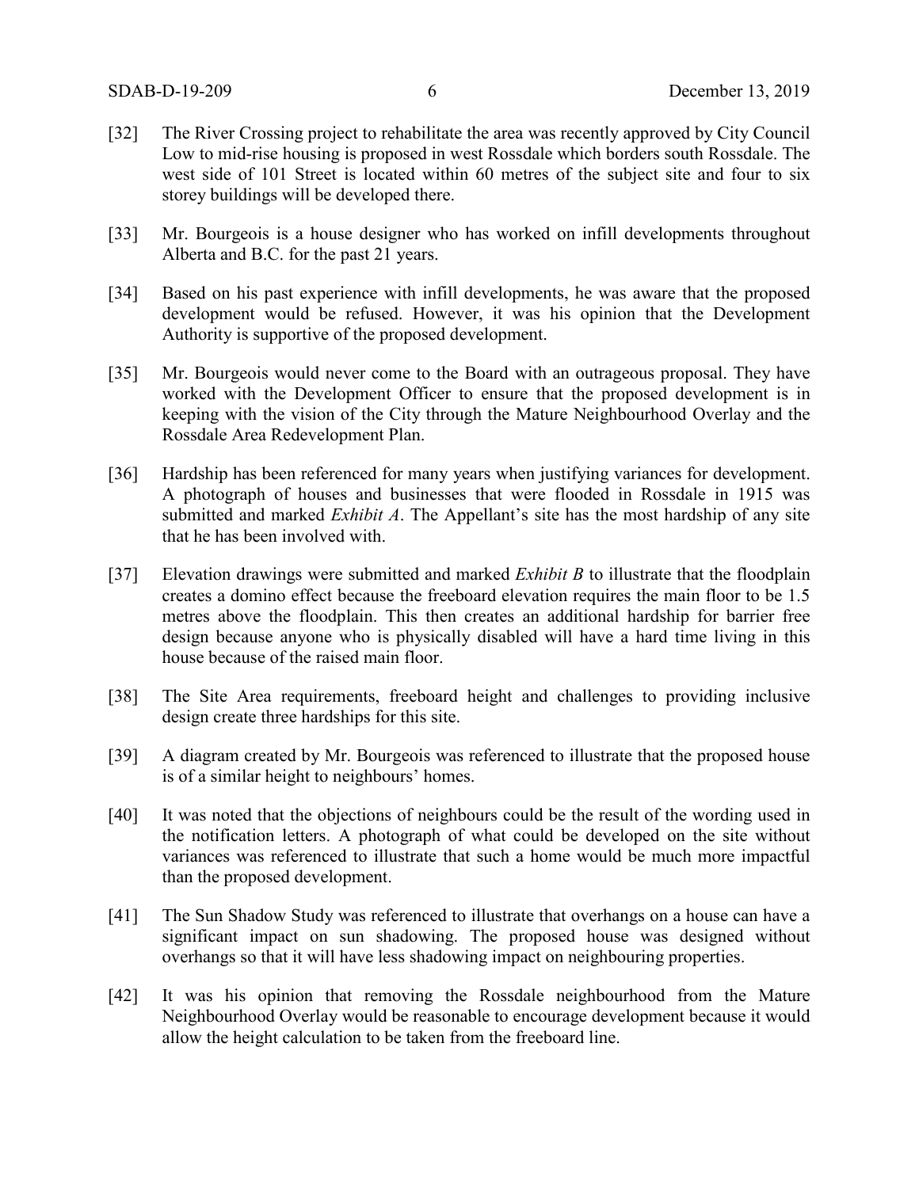[32] The River Crossing project to rehabilitate the area was recently approved by City Council Low to mid-rise housing is proposed in west Rossdale which borders south Rossdale. The west side of 101 Street is located within 60 metres of the subject site and four to six storey buildings will be developed there.

[33] Mr. Bourgeois is a house designer who has worked on infill developments throughout Alberta and B.C. for the past 21 years.

[34] Based on his past experience with infill developments, he was aware that the proposed development would be refused. However, it was his opinion that the Development Authority is supportive of the proposed development.

[35] Mr. Bourgeois would never come to the Board with an outrageous proposal. They have worked with the Development Officer to ensure that the proposed development is in keeping with the vision of the City through the Mature Neighbourhood Overlay and the Rossdale Area Redevelopment Plan.

[36] Hardship has been referenced for many years when justifying variances for development. A photograph of houses and businesses that were flooded in Rossdale in 1915 was submitted and marked *Exhibit A*. The Appellant's site has the most hardship of any site that he has been involved with.

[37] Elevation drawings were submitted and marked *Exhibit B* to illustrate that the floodplain creates a domino effect because the freeboard elevation requires the main floor to be 1.5 metres above the floodplain. This then creates an additional hardship for barrier free design because anyone who is physically disabled will have a hard time living in this house because of the raised main floor.

[38] The Site Area requirements, freeboard height and challenges to providing inclusive design create three hardships for this site.

[39] A diagram created by Mr. Bourgeois was referenced to illustrate that the proposed house is of a similar height to neighbours' homes.

[40] It was noted that the objections of neighbours could be the result of the wording used in the notification letters. A photograph of what could be developed on the site without variances was referenced to illustrate that such a home would be much more impactful than the proposed development.

[41] The Sun Shadow Study was referenced to illustrate that overhangs on a house can have a significant impact on sun shadowing. The proposed house was designed without overhangs so that it will have less shadowing impact on neighbouring properties.

[42] It was his opinion that removing the Rossdale neighbourhood from the Mature Neighbourhood Overlay would be reasonable to encourage development because it would allow the height calculation to be taken from the freeboard line.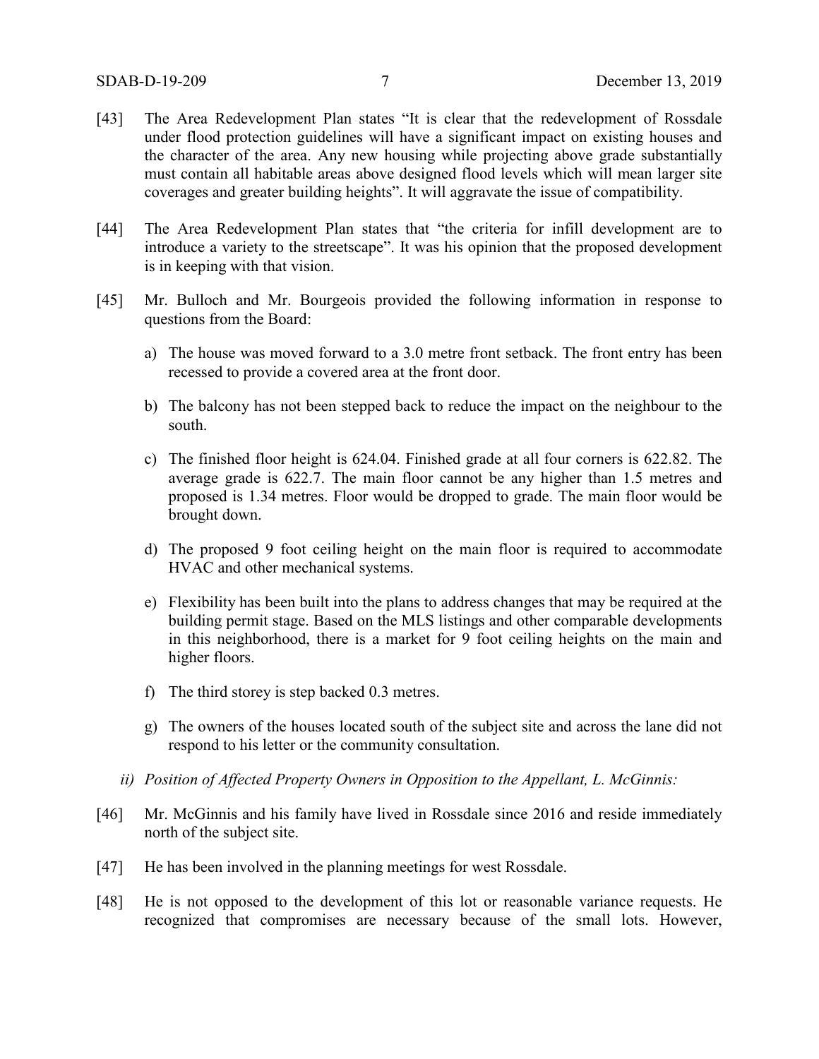[43] The Area Redevelopment Plan states "It is clear that the redevelopment of Rossdale under flood protection guidelines will have a significant impact on existing houses and the character of the area. Any new housing while projecting above grade substantially must contain all habitable areas above designed flood levels which will mean larger site coverages and greater building heights". It will aggravate the issue of compatibility.

[44] The Area Redevelopment Plan states that "the criteria for infill development are to introduce a variety to the streetscape". It was his opinion that the proposed development is in keeping with that vision.

[45] Mr. Bulloch and Mr. Bourgeois provided the following information in response to questions from the Board:

a) The house was moved forward to a 3.0 metre front setback. The front entry has been recessed to provide a covered area at the front door.

b) The balcony has not been stepped back to reduce the impact on the neighbour to the south.

c) The finished floor height is 624.04. Finished grade at all four corners is 622.82. The average grade is 622.7. The main floor cannot be any higher than 1.5 metres and proposed is 1.34 metres. Floor would be dropped to grade. The main floor would be brought down.

d) The proposed 9 foot ceiling height on the main floor is required to accommodate HVAC and other mechanical systems.

e) Flexibility has been built into the plans to address changes that may be required at the building permit stage. Based on the MLS listings and other comparable developments in this neighborhood, there is a market for 9 foot ceiling heights on the main and higher floors.

f) The third storey is step backed 0.3 metres.

g) The owners of the houses located south of the subject site and across the lane did not respond to his letter or the community consultation.

*ii) Position of Affected Property Owners in Opposition to the Appellant, L. McGinnis:*

[46] Mr. McGinnis and his family have lived in Rossdale since 2016 and reside immediately north of the subject site.

[47] He has been involved in the planning meetings for west Rossdale.

[48] He is not opposed to the development of this lot or reasonable variance requests. He recognized that compromises are necessary because of the small lots. However,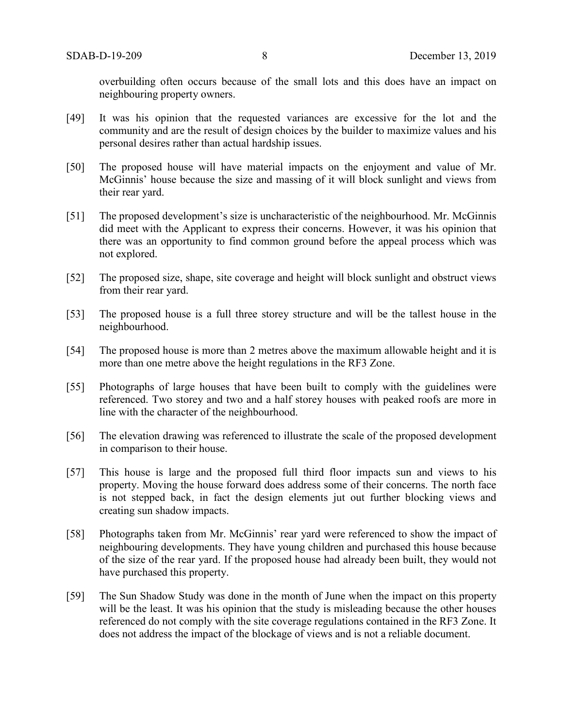overbuilding often occurs because of the small lots and this does have an impact on neighbouring property owners.

[49] It was his opinion that the requested variances are excessive for the lot and the community and are the result of design choices by the builder to maximize values and his personal desires rather than actual hardship issues.

[50] The proposed house will have material impacts on the enjoyment and value of Mr. McGinnis' house because the size and massing of it will block sunlight and views from their rear yard.

[51] The proposed development's size is uncharacteristic of the neighbourhood. Mr. McGinnis did meet with the Applicant to express their concerns. However, it was his opinion that there was an opportunity to find common ground before the appeal process which was not explored.

[52] The proposed size, shape, site coverage and height will block sunlight and obstruct views from their rear yard.

[53] The proposed house is a full three storey structure and will be the tallest house in the neighbourhood.

[54] The proposed house is more than 2 metres above the maximum allowable height and it is more than one metre above the height regulations in the RF3 Zone.

[55] Photographs of large houses that have been built to comply with the guidelines were referenced. Two storey and two and a half storey houses with peaked roofs are more in line with the character of the neighbourhood.

[56] The elevation drawing was referenced to illustrate the scale of the proposed development in comparison to their house.

[57] This house is large and the proposed full third floor impacts sun and views to his property. Moving the house forward does address some of their concerns. The north face is not stepped back, in fact the design elements jut out further blocking views and creating sun shadow impacts.

[58] Photographs taken from Mr. McGinnis' rear yard were referenced to show the impact of neighbouring developments. They have young children and purchased this house because of the size of the rear yard. If the proposed house had already been built, they would not have purchased this property.

[59] The Sun Shadow Study was done in the month of June when the impact on this property will be the least. It was his opinion that the study is misleading because the other houses referenced do not comply with the site coverage regulations contained in the RF3 Zone. It does not address the impact of the blockage of views and is not a reliable document.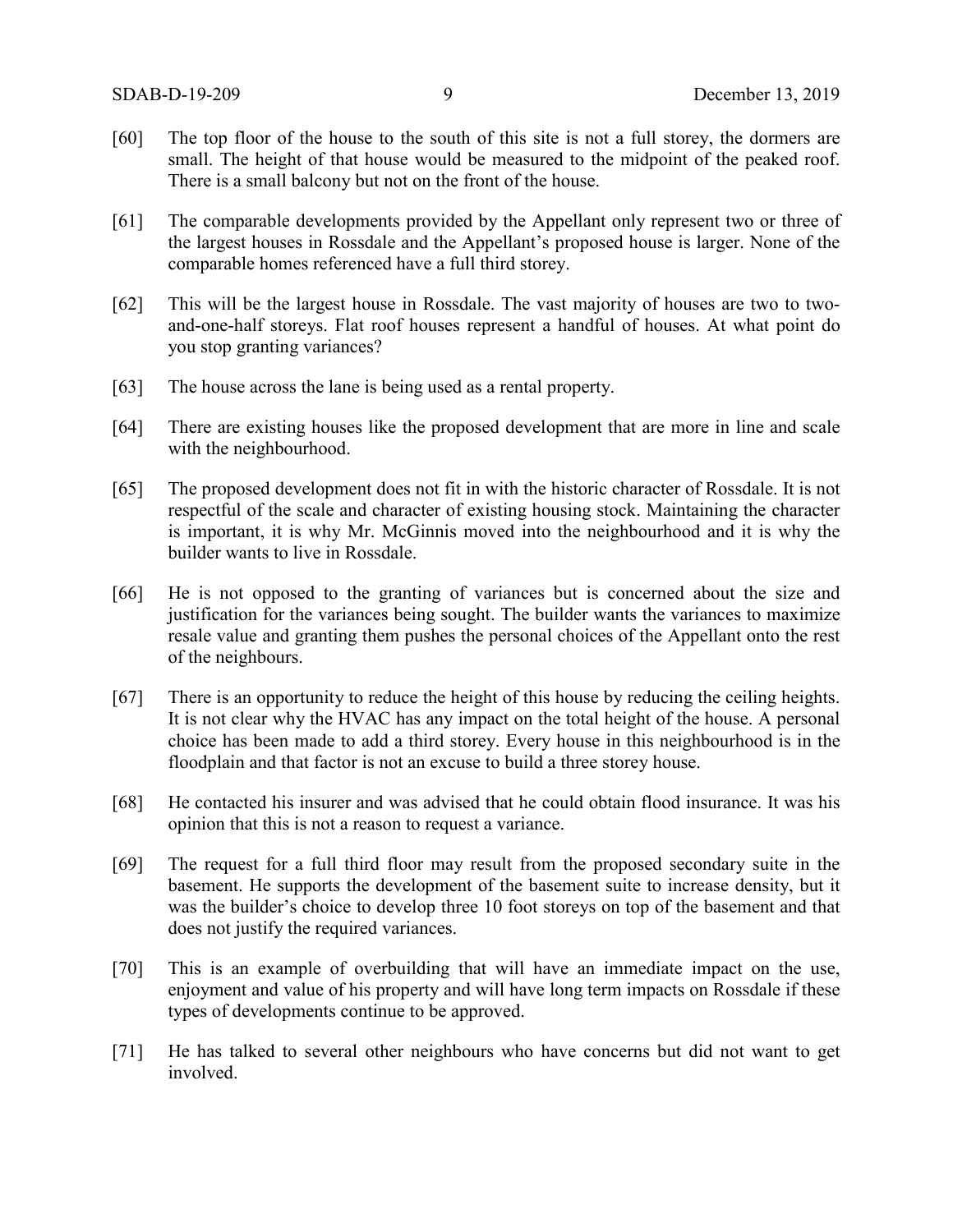[60] The top floor of the house to the south of this site is not a full storey, the dormers are small. The height of that house would be measured to the midpoint of the peaked roof. There is a small balcony but not on the front of the house.

[61] The comparable developments provided by the Appellant only represent two or three of the largest houses in Rossdale and the Appellant's proposed house is larger. None of the comparable homes referenced have a full third storey.

[62] This will be the largest house in Rossdale. The vast majority of houses are two to two-and-one-half storeys. Flat roof houses represent a handful of houses. At what point do you stop granting variances?

[63] The house across the lane is being used as a rental property.

[64] There are existing houses like the proposed development that are more in line and scale with the neighbourhood.

[65] The proposed development does not fit in with the historic character of Rossdale. It is not respectful of the scale and character of existing housing stock. Maintaining the character is important, it is why Mr. McGinnis moved into the neighbourhood and it is why the builder wants to live in Rossdale.

[66] He is not opposed to the granting of variances but is concerned about the size and justification for the variances being sought. The builder wants the variances to maximize resale value and granting them pushes the personal choices of the Appellant onto the rest of the neighbours.

[67] There is an opportunity to reduce the height of this house by reducing the ceiling heights. It is not clear why the HVAC has any impact on the total height of the house. A personal choice has been made to add a third storey. Every house in this neighbourhood is in the floodplain and that factor is not an excuse to build a three storey house.

[68] He contacted his insurer and was advised that he could obtain flood insurance. It was his opinion that this is not a reason to request a variance.

[69] The request for a full third floor may result from the proposed secondary suite in the basement. He supports the development of the basement suite to increase density, but it was the builder's choice to develop three 10 foot storeys on top of the basement and that does not justify the required variances.

[70] This is an example of overbuilding that will have an immediate impact on the use, enjoyment and value of his property and will have long term impacts on Rossdale if these types of developments continue to be approved.

[71] He has talked to several other neighbours who have concerns but did not want to get involved.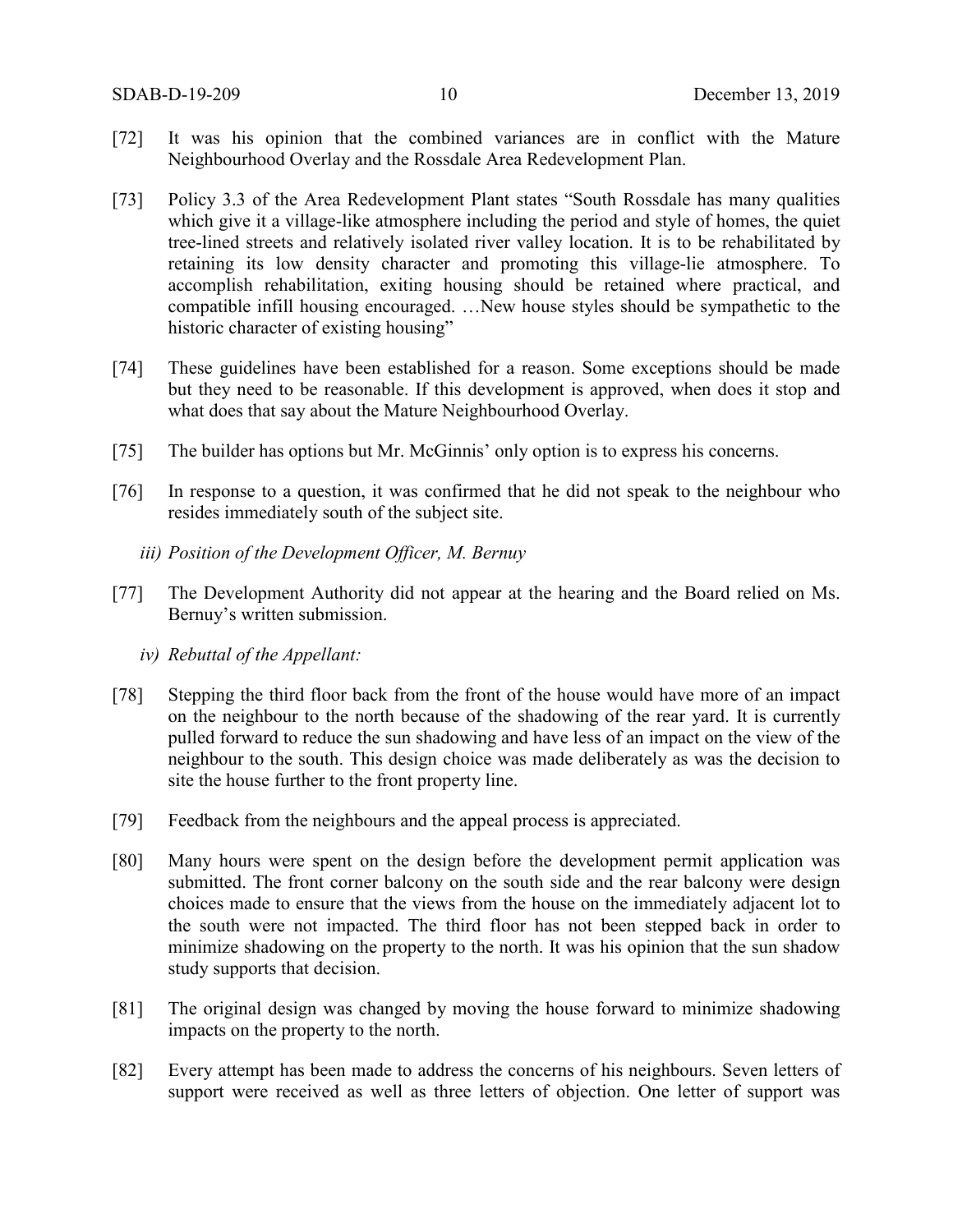[72] It was his opinion that the combined variances are in conflict with the Mature Neighbourhood Overlay and the Rossdale Area Redevelopment Plan.

[73] Policy 3.3 of the Area Redevelopment Plant states "South Rossdale has many qualities which give it a village-like atmosphere including the period and style of homes, the quiet tree-lined streets and relatively isolated river valley location. It is to be rehabilitated by retaining its low density character and promoting this village-lie atmosphere. To accomplish rehabilitation, exiting housing should be retained where practical, and compatible infill housing encouraged. …New house styles should be sympathetic to the historic character of existing housing"

[74] These guidelines have been established for a reason. Some exceptions should be made but they need to be reasonable. If this development is approved, when does it stop and what does that say about the Mature Neighbourhood Overlay.

[75] The builder has options but Mr. McGinnis' only option is to express his concerns.

[76] In response to a question, it was confirmed that he did not speak to the neighbour who resides immediately south of the subject site.

*iii) Position of the Development Officer, M. Bernuy*

[77] The Development Authority did not appear at the hearing and the Board relied on Ms. Bernuy's written submission.

*iv) Rebuttal of the Appellant:*

[78] Stepping the third floor back from the front of the house would have more of an impact on the neighbour to the north because of the shadowing of the rear yard. It is currently pulled forward to reduce the sun shadowing and have less of an impact on the view of the neighbour to the south. This design choice was made deliberately as was the decision to site the house further to the front property line.

[79] Feedback from the neighbours and the appeal process is appreciated.

[80] Many hours were spent on the design before the development permit application was submitted. The front corner balcony on the south side and the rear balcony were design choices made to ensure that the views from the house on the immediately adjacent lot to the south were not impacted. The third floor has not been stepped back in order to minimize shadowing on the property to the north. It was his opinion that the sun shadow study supports that decision.

[81] The original design was changed by moving the house forward to minimize shadowing impacts on the property to the north.

[82] Every attempt has been made to address the concerns of his neighbours. Seven letters of support were received as well as three letters of objection. One letter of support was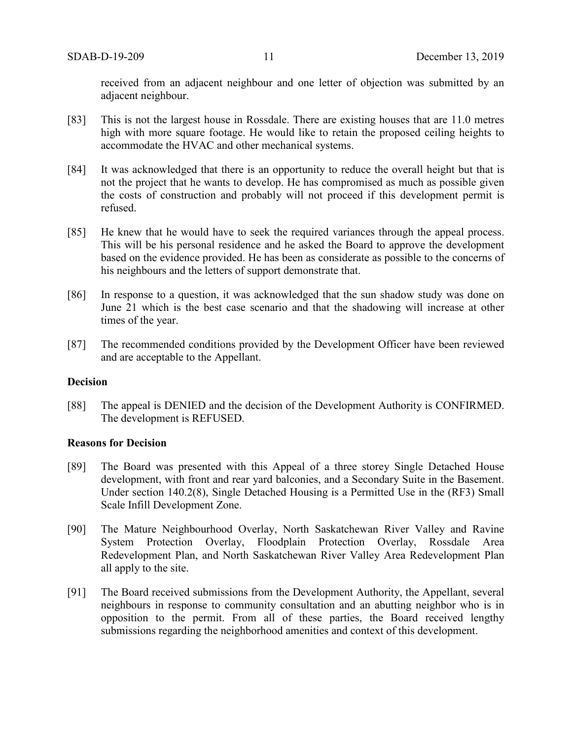received from an adjacent neighbour and one letter of objection was submitted by an adjacent neighbour.

[83] This is not the largest house in Rossdale. There are existing houses that are 11.0 metres high with more square footage. He would like to retain the proposed ceiling heights to accommodate the HVAC and other mechanical systems.

[84] It was acknowledged that there is an opportunity to reduce the overall height but that is not the project that he wants to develop. He has compromised as much as possible given the costs of construction and probably will not proceed if this development permit is refused.

[85] He knew that he would have to seek the required variances through the appeal process. This will be his personal residence and he asked the Board to approve the development based on the evidence provided. He has been as considerate as possible to the concerns of his neighbours and the letters of support demonstrate that.

[86] In response to a question, it was acknowledged that the sun shadow study was done on June 21 which is the best case scenario and that the shadowing will increase at other times of the year.

[87] The recommended conditions provided by the Development Officer have been reviewed and are acceptable to the Appellant.

**Decision**

[88] The appeal is DENIED and the decision of the Development Authority is CONFIRMED. The development is REFUSED.

**Reasons for Decision**

[89] The Board was presented with this Appeal of a three storey Single Detached House development, with front and rear yard balconies, and a Secondary Suite in the Basement. Under section 140.2(8), Single Detached Housing is a Permitted Use in the (RF3) Small Scale Infill Development Zone.

[90] The Mature Neighbourhood Overlay, North Saskatchewan River Valley and Ravine System Protection Overlay, Floodplain Protection Overlay, Rossdale Area Redevelopment Plan, and North Saskatchewan River Valley Area Redevelopment Plan all apply to the site.

[91] The Board received submissions from the Development Authority, the Appellant, several neighbours in response to community consultation and an abutting neighbor who is in opposition to the permit. From all of these parties, the Board received lengthy submissions regarding the neighborhood amenities and context of this development.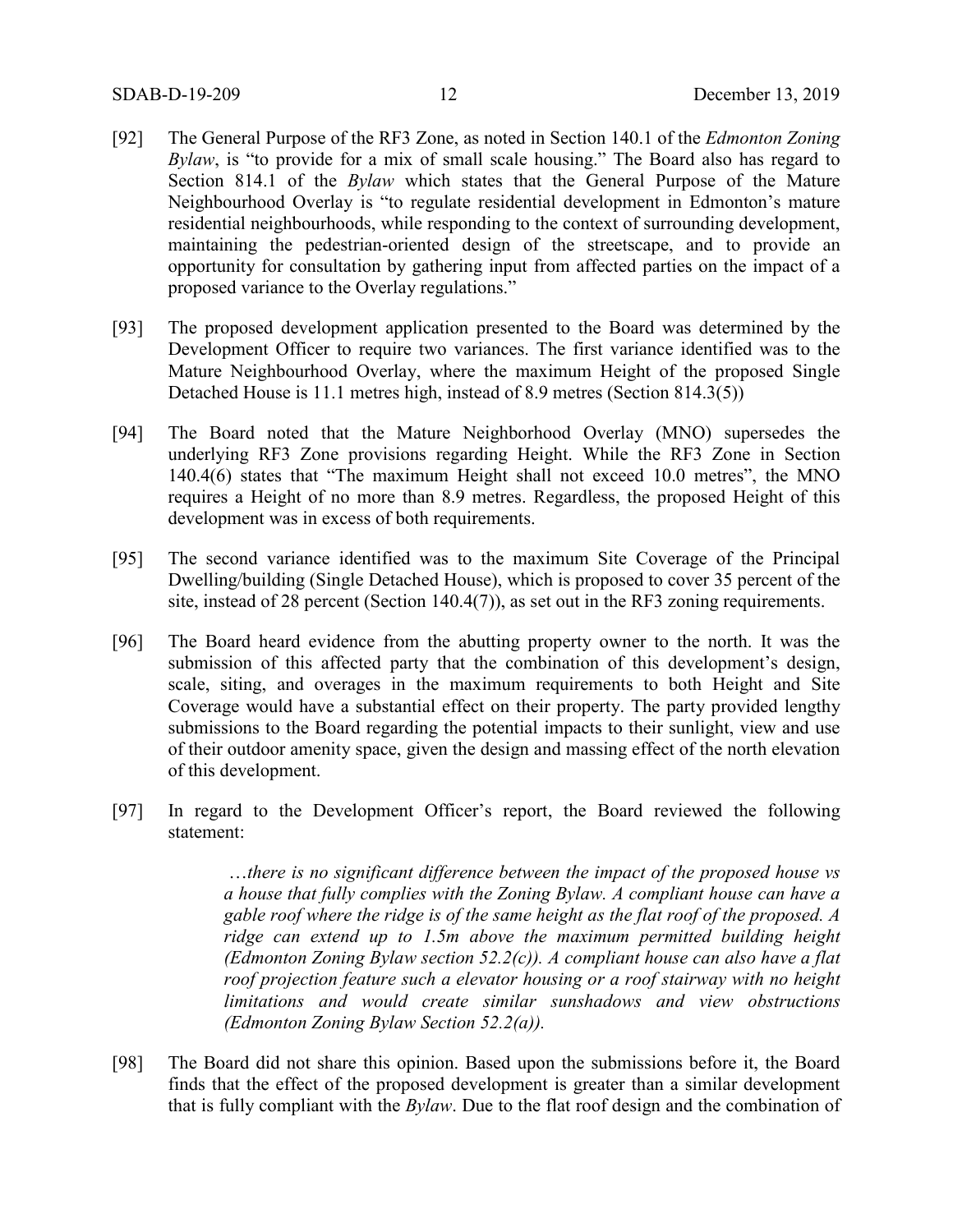[92] The General Purpose of the RF3 Zone, as noted in Section 140.1 of the *Edmonton Zoning Bylaw*, is "to provide for a mix of small scale housing." The Board also has regard to Section 814.1 of the *Bylaw* which states that the General Purpose of the Mature Neighbourhood Overlay is "to regulate residential development in Edmonton's mature residential neighbourhoods, while responding to the context of surrounding development, maintaining the pedestrian-oriented design of the streetscape, and to provide an opportunity for consultation by gathering input from affected parties on the impact of a proposed variance to the Overlay regulations."

[93] The proposed development application presented to the Board was determined by the Development Officer to require two variances. The first variance identified was to the Mature Neighbourhood Overlay, where the maximum Height of the proposed Single Detached House is 11.1 metres high, instead of 8.9 metres (Section 814.3(5))

[94] The Board noted that the Mature Neighborhood Overlay (MNO) supersedes the underlying RF3 Zone provisions regarding Height. While the RF3 Zone in Section 140.4(6) states that "The maximum Height shall not exceed 10.0 metres", the MNO requires a Height of no more than 8.9 metres. Regardless, the proposed Height of this development was in excess of both requirements.

[95] The second variance identified was to the maximum Site Coverage of the Principal Dwelling/building (Single Detached House), which is proposed to cover 35 percent of the site, instead of 28 percent (Section 140.4(7)), as set out in the RF3 zoning requirements.

[96] The Board heard evidence from the abutting property owner to the north. It was the submission of this affected party that the combination of this development's design, scale, siting, and overages in the maximum requirements to both Height and Site Coverage would have a substantial effect on their property. The party provided lengthy submissions to the Board regarding the potential impacts to their sunlight, view and use of their outdoor amenity space, given the design and massing effect of the north elevation of this development.

[97] In regard to the Development Officer's report, the Board reviewed the following statement:

> *…there is no significant difference between the impact of the proposed house vs a house that fully complies with the Zoning Bylaw. A compliant house can have a gable roof where the ridge is of the same height as the flat roof of the proposed. A ridge can extend up to 1.5m above the maximum permitted building height (Edmonton Zoning Bylaw section 52.2(c)). A compliant house can also have a flat roof projection feature such a elevator housing or a roof stairway with no height limitations and would create similar sunshadows and view obstructions (Edmonton Zoning Bylaw Section 52.2(a)).*

[98] The Board did not share this opinion. Based upon the submissions before it, the Board finds that the effect of the proposed development is greater than a similar development that is fully compliant with the *Bylaw*. Due to the flat roof design and the combination of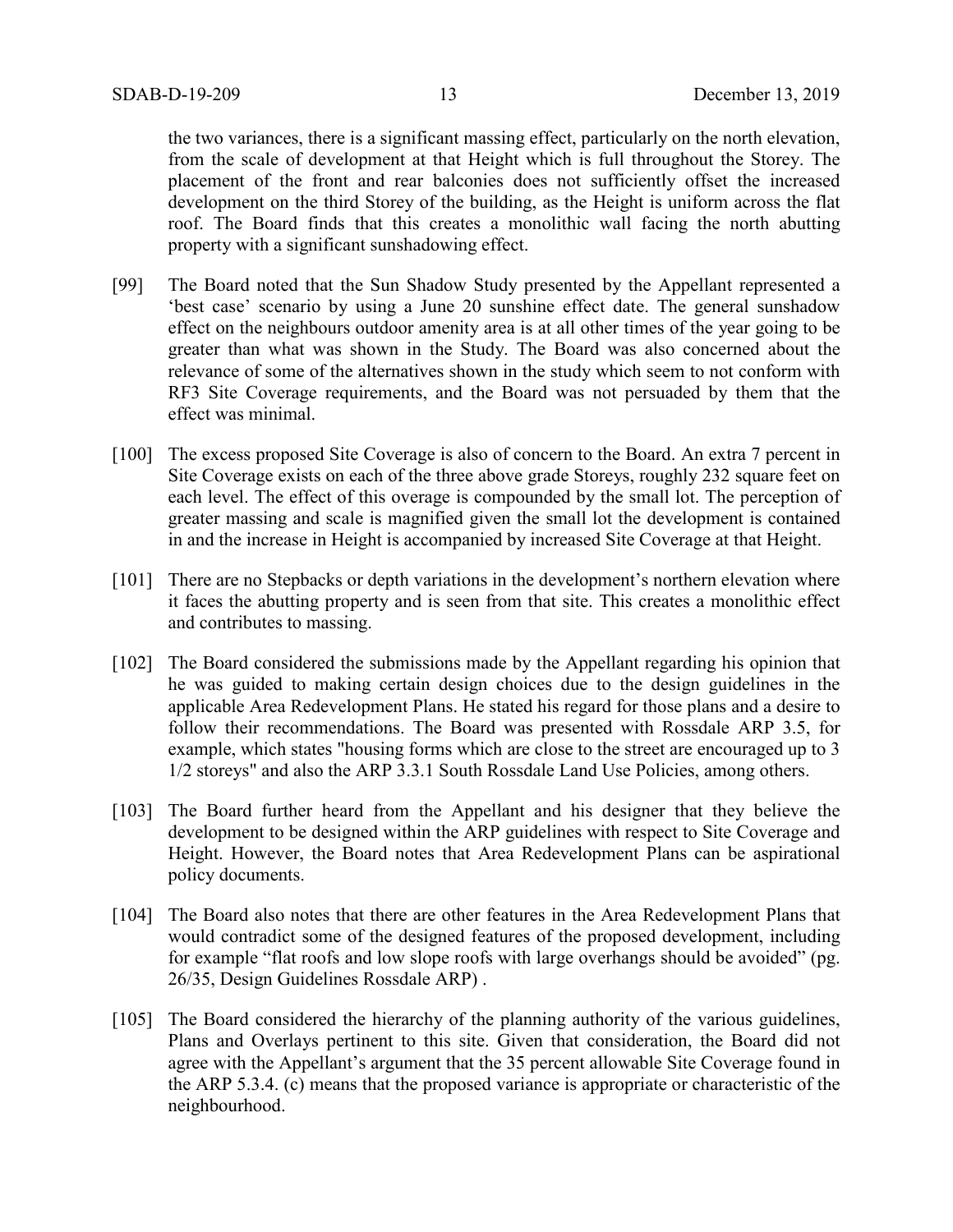the two variances, there is a significant massing effect, particularly on the north elevation, from the scale of development at that Height which is full throughout the Storey. The placement of the front and rear balconies does not sufficiently offset the increased development on the third Storey of the building, as the Height is uniform across the flat roof. The Board finds that this creates a monolithic wall facing the north abutting property with a significant sunshadowing effect.

[99] The Board noted that the Sun Shadow Study presented by the Appellant represented a 'best case' scenario by using a June 20 sunshine effect date. The general sunshadow effect on the neighbours outdoor amenity area is at all other times of the year going to be greater than what was shown in the Study. The Board was also concerned about the relevance of some of the alternatives shown in the study which seem to not conform with RF3 Site Coverage requirements, and the Board was not persuaded by them that the effect was minimal.

[100] The excess proposed Site Coverage is also of concern to the Board. An extra 7 percent in Site Coverage exists on each of the three above grade Storeys, roughly 232 square feet on each level. The effect of this overage is compounded by the small lot. The perception of greater massing and scale is magnified given the small lot the development is contained in and the increase in Height is accompanied by increased Site Coverage at that Height.

[101] There are no Stepbacks or depth variations in the development's northern elevation where it faces the abutting property and is seen from that site. This creates a monolithic effect and contributes to massing.

[102] The Board considered the submissions made by the Appellant regarding his opinion that he was guided to making certain design choices due to the design guidelines in the applicable Area Redevelopment Plans. He stated his regard for those plans and a desire to follow their recommendations. The Board was presented with Rossdale ARP 3.5, for example, which states "housing forms which are close to the street are encouraged up to 3 1/2 storeys" and also the ARP 3.3.1 South Rossdale Land Use Policies, among others.

[103] The Board further heard from the Appellant and his designer that they believe the development to be designed within the ARP guidelines with respect to Site Coverage and Height. However, the Board notes that Area Redevelopment Plans can be aspirational policy documents.

[104] The Board also notes that there are other features in the Area Redevelopment Plans that would contradict some of the designed features of the proposed development, including for example "flat roofs and low slope roofs with large overhangs should be avoided" (pg. 26/35, Design Guidelines Rossdale ARP) .

[105] The Board considered the hierarchy of the planning authority of the various guidelines, Plans and Overlays pertinent to this site. Given that consideration, the Board did not agree with the Appellant's argument that the 35 percent allowable Site Coverage found in the ARP 5.3.4. (c) means that the proposed variance is appropriate or characteristic of the neighbourhood.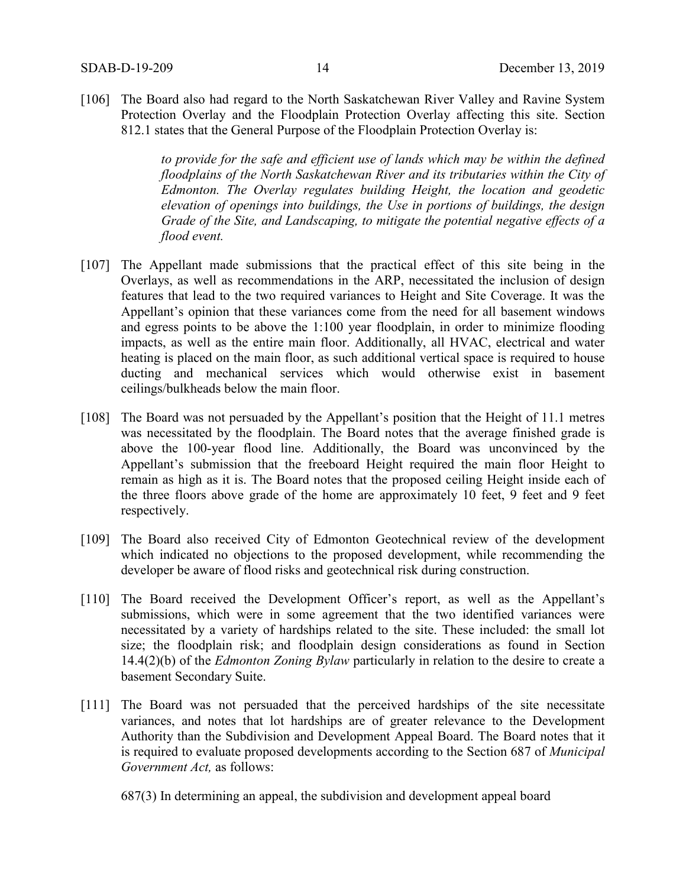[106] The Board also had regard to the North Saskatchewan River Valley and Ravine System Protection Overlay and the Floodplain Protection Overlay affecting this site. Section 812.1 states that the General Purpose of the Floodplain Protection Overlay is:

> *to provide for the safe and efficient use of lands which may be within the defined floodplains of the North Saskatchewan River and its tributaries within the City of Edmonton. The Overlay regulates building Height, the location and geodetic elevation of openings into buildings, the Use in portions of buildings, the design Grade of the Site, and Landscaping, to mitigate the potential negative effects of a flood event.*

[107] The Appellant made submissions that the practical effect of this site being in the Overlays, as well as recommendations in the ARP, necessitated the inclusion of design features that lead to the two required variances to Height and Site Coverage. It was the Appellant's opinion that these variances come from the need for all basement windows and egress points to be above the 1:100 year floodplain, in order to minimize flooding impacts, as well as the entire main floor. Additionally, all HVAC, electrical and water heating is placed on the main floor, as such additional vertical space is required to house ducting and mechanical services which would otherwise exist in basement ceilings/bulkheads below the main floor.

[108] The Board was not persuaded by the Appellant's position that the Height of 11.1 metres was necessitated by the floodplain. The Board notes that the average finished grade is above the 100-year flood line. Additionally, the Board was unconvinced by the Appellant's submission that the freeboard Height required the main floor Height to remain as high as it is. The Board notes that the proposed ceiling Height inside each of the three floors above grade of the home are approximately 10 feet, 9 feet and 9 feet respectively.

[109] The Board also received City of Edmonton Geotechnical review of the development which indicated no objections to the proposed development, while recommending the developer be aware of flood risks and geotechnical risk during construction.

[110] The Board received the Development Officer's report, as well as the Appellant's submissions, which were in some agreement that the two identified variances were necessitated by a variety of hardships related to the site. These included: the small lot size; the floodplain risk; and floodplain design considerations as found in Section 14.4(2)(b) of the *Edmonton Zoning Bylaw* particularly in relation to the desire to create a basement Secondary Suite.

[111] The Board was not persuaded that the perceived hardships of the site necessitate variances, and notes that lot hardships are of greater relevance to the Development Authority than the Subdivision and Development Appeal Board. The Board notes that it is required to evaluate proposed developments according to the Section 687 of *Municipal Government Act,* as follows:

687(3) In determining an appeal, the subdivision and development appeal board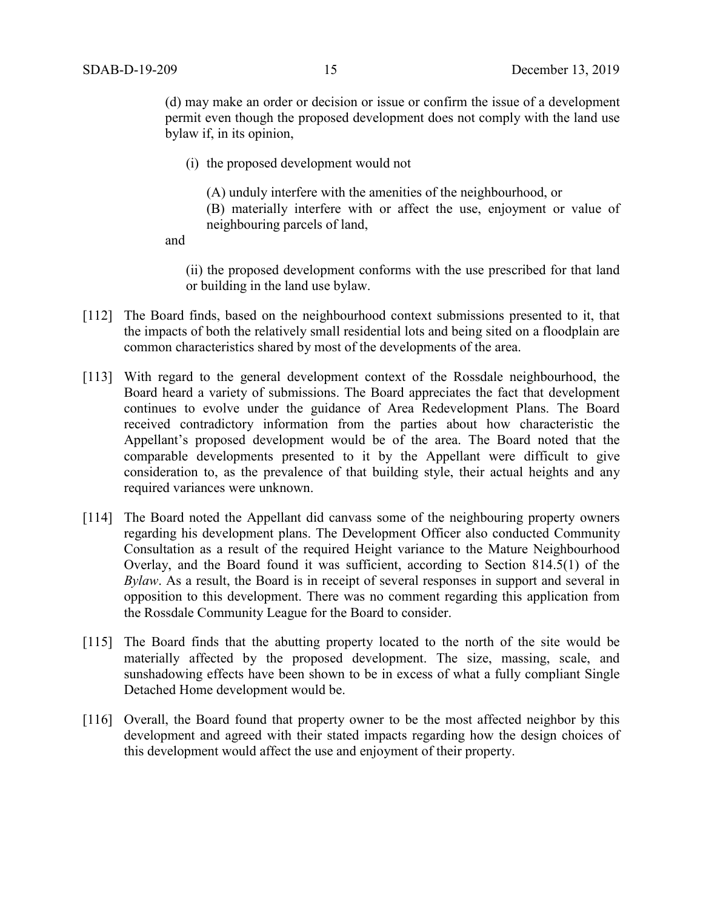(d) may make an order or decision or issue or confirm the issue of a development permit even though the proposed development does not comply with the land use bylaw if, in its opinion,

(i) the proposed development would not

(A) unduly interfere with the amenities of the neighbourhood, or

(B) materially interfere with or affect the use, enjoyment or value of neighbouring parcels of land,

and

(ii) the proposed development conforms with the use prescribed for that land or building in the land use bylaw.

[112] The Board finds, based on the neighbourhood context submissions presented to it, that the impacts of both the relatively small residential lots and being sited on a floodplain are common characteristics shared by most of the developments of the area.

[113] With regard to the general development context of the Rossdale neighbourhood, the Board heard a variety of submissions. The Board appreciates the fact that development continues to evolve under the guidance of Area Redevelopment Plans. The Board received contradictory information from the parties about how characteristic the Appellant's proposed development would be of the area. The Board noted that the comparable developments presented to it by the Appellant were difficult to give consideration to, as the prevalence of that building style, their actual heights and any required variances were unknown.

[114] The Board noted the Appellant did canvass some of the neighbouring property owners regarding his development plans. The Development Officer also conducted Community Consultation as a result of the required Height variance to the Mature Neighbourhood Overlay, and the Board found it was sufficient, according to Section 814.5(1) of the *Bylaw*. As a result, the Board is in receipt of several responses in support and several in opposition to this development. There was no comment regarding this application from the Rossdale Community League for the Board to consider.

[115] The Board finds that the abutting property located to the north of the site would be materially affected by the proposed development. The size, massing, scale, and sunshadowing effects have been shown to be in excess of what a fully compliant Single Detached Home development would be.

[116] Overall, the Board found that property owner to be the most affected neighbor by this development and agreed with their stated impacts regarding how the design choices of this development would affect the use and enjoyment of their property.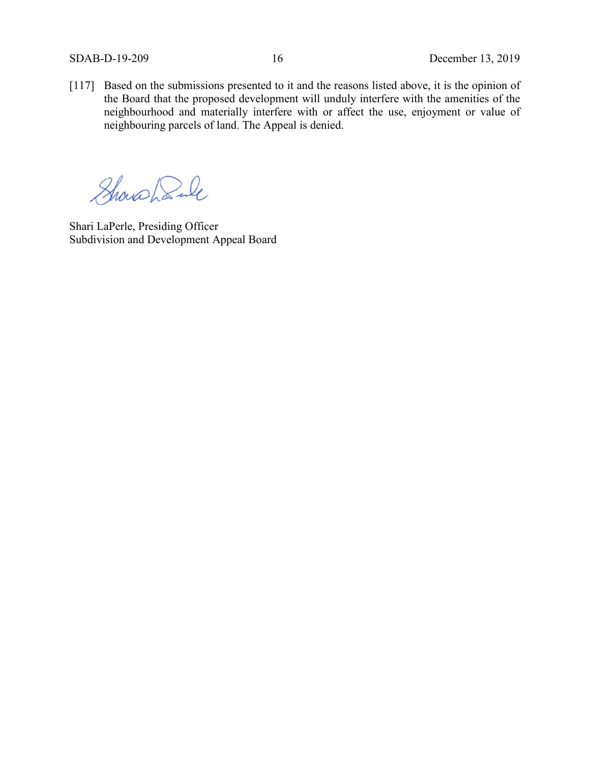[117] Based on the submissions presented to it and the reasons listed above, it is the opinion of the Board that the proposed development will unduly interfere with the amenities of the neighbourhood and materially interfere with or affect the use, enjoyment or value of neighbouring parcels of land. The Appeal is denied.

Shari LaPerle, Presiding Officer
Subdivision and Development Appeal Board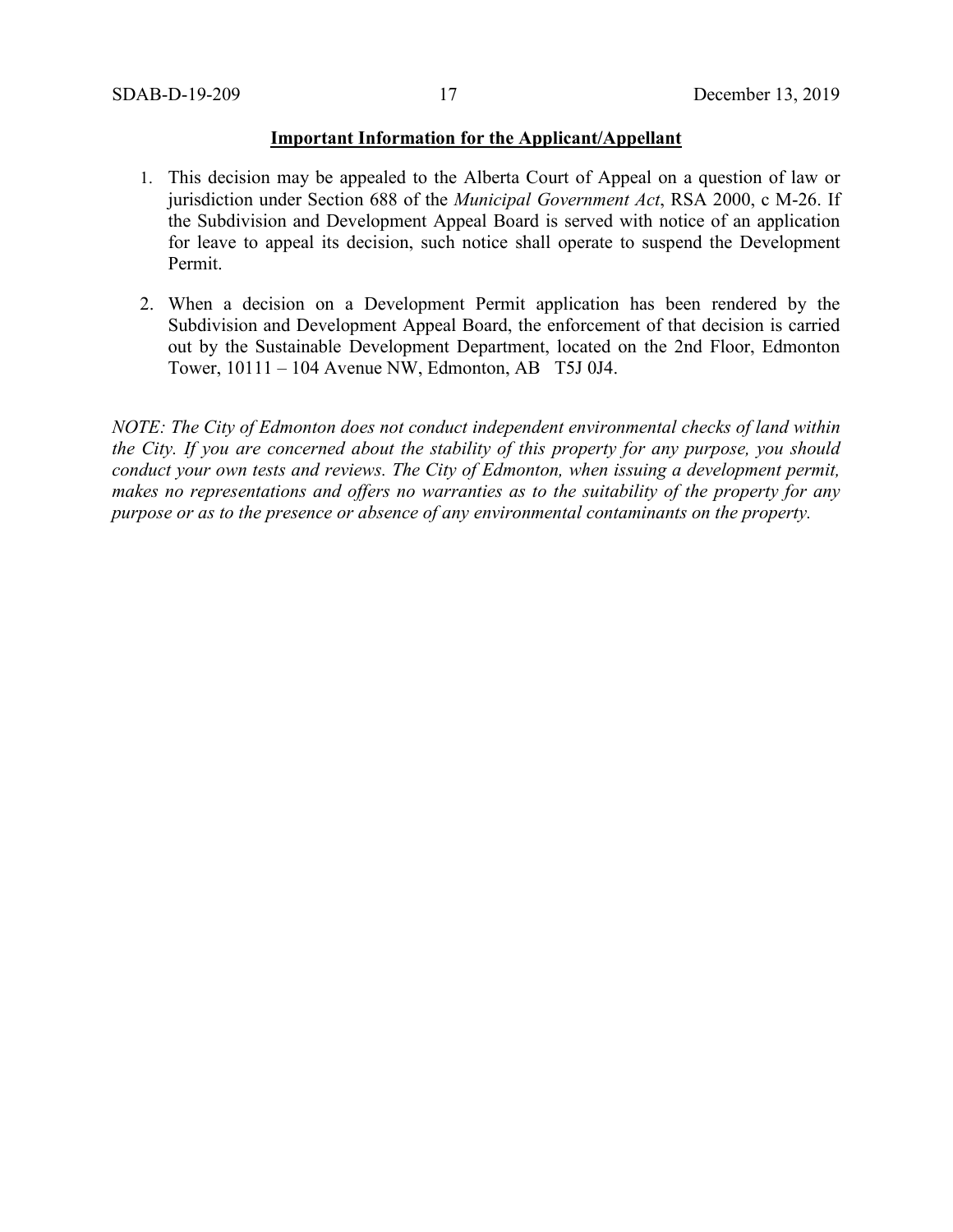**Important Information for the Applicant/Appellant**

1. This decision may be appealed to the Alberta Court of Appeal on a question of law or jurisdiction under Section 688 of the *Municipal Government Act*, RSA 2000, c M-26. If the Subdivision and Development Appeal Board is served with notice of an application for leave to appeal its decision, such notice shall operate to suspend the Development Permit.

2. When a decision on a Development Permit application has been rendered by the Subdivision and Development Appeal Board, the enforcement of that decision is carried out by the Sustainable Development Department, located on the 2nd Floor, Edmonton Tower, 10111 – 104 Avenue NW, Edmonton, AB T5J 0J4.

*NOTE: The City of Edmonton does not conduct independent environmental checks of land within the City. If you are concerned about the stability of this property for any purpose, you should conduct your own tests and reviews. The City of Edmonton, when issuing a development permit, makes no representations and offers no warranties as to the suitability of the property for any purpose or as to the presence or absence of any environmental contaminants on the property.*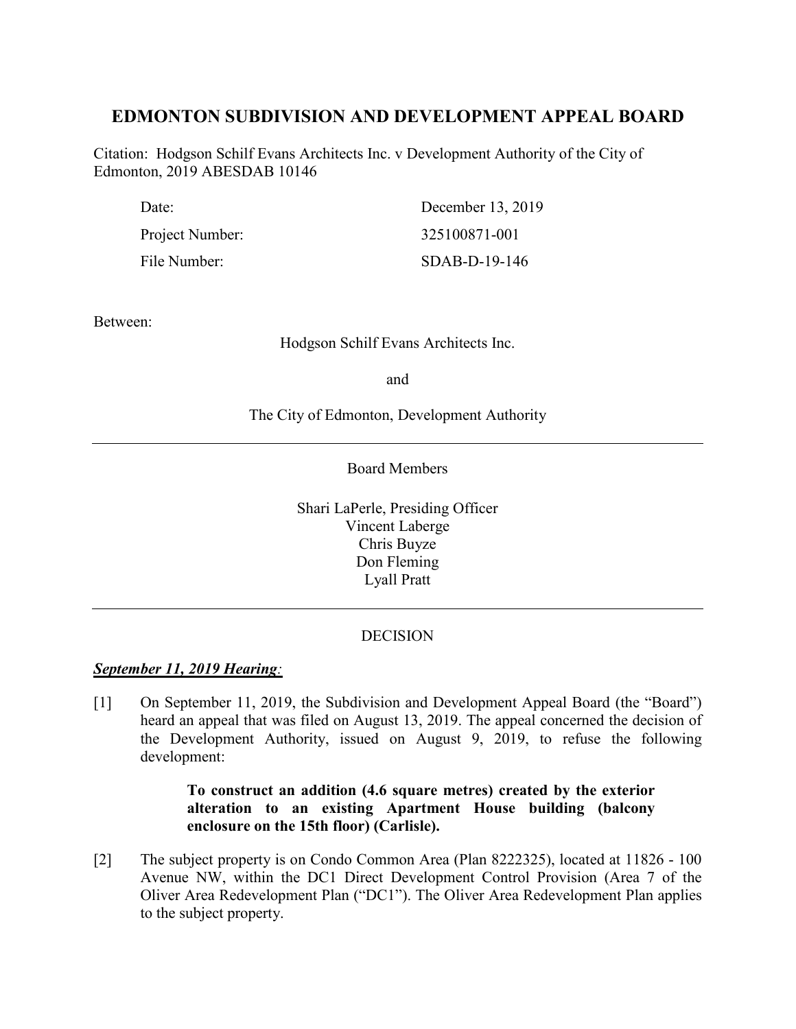# EDMONTON SUBDIVISION AND DEVELOPMENT APPEAL BOARD

Citation: Hodgson Schilf Evans Architects Inc. v Development Authority of the City of Edmonton, 2019 ABESDAB 10146

| | |
|---|---|
| Date: | December 13, 2019 |
| Project Number: | 325100871-001 |
| File Number: | SDAB-D-19-146 |

Between:

Hodgson Schilf Evans Architects Inc.

and

The City of Edmonton, Development Authority

---

Board Members

Shari LaPerle, Presiding Officer
Vincent Laberge
Chris Buyze
Don Fleming
Lyall Pratt

---

DECISION

***September 11, 2019 Hearing:***

[1] On September 11, 2019, the Subdivision and Development Appeal Board (the "Board") heard an appeal that was filed on August 13, 2019. The appeal concerned the decision of the Development Authority, issued on August 9, 2019, to refuse the following development:

> **To construct an addition (4.6 square metres) created by the exterior alteration to an existing Apartment House building (balcony enclosure on the 15th floor) (Carlisle).**

[2] The subject property is on Condo Common Area (Plan 8222325), located at 11826 - 100 Avenue NW, within the DC1 Direct Development Control Provision (Area 7 of the Oliver Area Redevelopment Plan ("DC1"). The Oliver Area Redevelopment Plan applies to the subject property.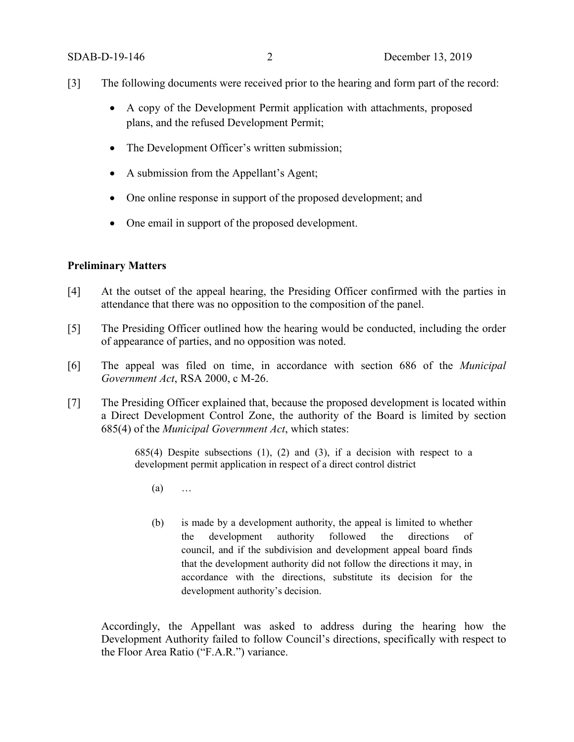[3] The following documents were received prior to the hearing and form part of the record:

- A copy of the Development Permit application with attachments, proposed plans, and the refused Development Permit;
- The Development Officer's written submission;
- A submission from the Appellant's Agent;
- One online response in support of the proposed development; and
- One email in support of the proposed development.

**Preliminary Matters**

[4] At the outset of the appeal hearing, the Presiding Officer confirmed with the parties in attendance that there was no opposition to the composition of the panel.

[5] The Presiding Officer outlined how the hearing would be conducted, including the order of appearance of parties, and no opposition was noted.

[6] The appeal was filed on time, in accordance with section 686 of the *Municipal Government Act*, RSA 2000, c M-26.

[7] The Presiding Officer explained that, because the proposed development is located within a Direct Development Control Zone, the authority of the Board is limited by section 685(4) of the *Municipal Government Act*, which states:

> 685(4) Despite subsections (1), (2) and (3), if a decision with respect to a development permit application in respect of a direct control district
>
> (a) …
>
> (b) is made by a development authority, the appeal is limited to whether the development authority followed the directions of council, and if the subdivision and development appeal board finds that the development authority did not follow the directions it may, in accordance with the directions, substitute its decision for the development authority's decision.

Accordingly, the Appellant was asked to address during the hearing how the Development Authority failed to follow Council's directions, specifically with respect to the Floor Area Ratio ("F.A.R.") variance.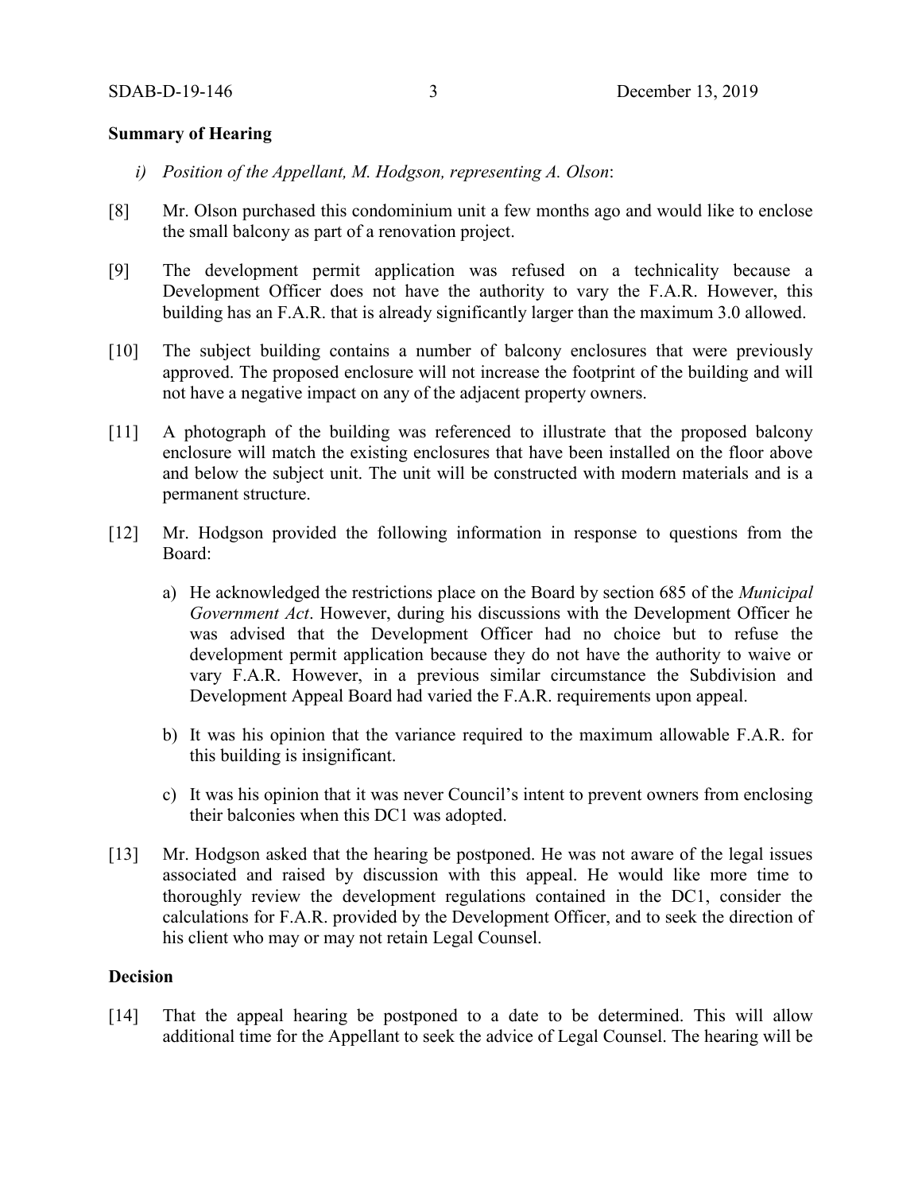**Summary of Hearing**

*i) Position of the Appellant, M. Hodgson, representing A. Olson*:

[8] Mr. Olson purchased this condominium unit a few months ago and would like to enclose the small balcony as part of a renovation project.

[9] The development permit application was refused on a technicality because a Development Officer does not have the authority to vary the F.A.R. However, this building has an F.A.R. that is already significantly larger than the maximum 3.0 allowed.

[10] The subject building contains a number of balcony enclosures that were previously approved. The proposed enclosure will not increase the footprint of the building and will not have a negative impact on any of the adjacent property owners.

[11] A photograph of the building was referenced to illustrate that the proposed balcony enclosure will match the existing enclosures that have been installed on the floor above and below the subject unit. The unit will be constructed with modern materials and is a permanent structure.

[12] Mr. Hodgson provided the following information in response to questions from the Board:

a) He acknowledged the restrictions place on the Board by section 685 of the *Municipal Government Act*. However, during his discussions with the Development Officer he was advised that the Development Officer had no choice but to refuse the development permit application because they do not have the authority to waive or vary F.A.R. However, in a previous similar circumstance the Subdivision and Development Appeal Board had varied the F.A.R. requirements upon appeal.

b) It was his opinion that the variance required to the maximum allowable F.A.R. for this building is insignificant.

c) It was his opinion that it was never Council's intent to prevent owners from enclosing their balconies when this DC1 was adopted.

[13] Mr. Hodgson asked that the hearing be postponed. He was not aware of the legal issues associated and raised by discussion with this appeal. He would like more time to thoroughly review the development regulations contained in the DC1, consider the calculations for F.A.R. provided by the Development Officer, and to seek the direction of his client who may or may not retain Legal Counsel.

**Decision**

[14] That the appeal hearing be postponed to a date to be determined. This will allow additional time for the Appellant to seek the advice of Legal Counsel. The hearing will be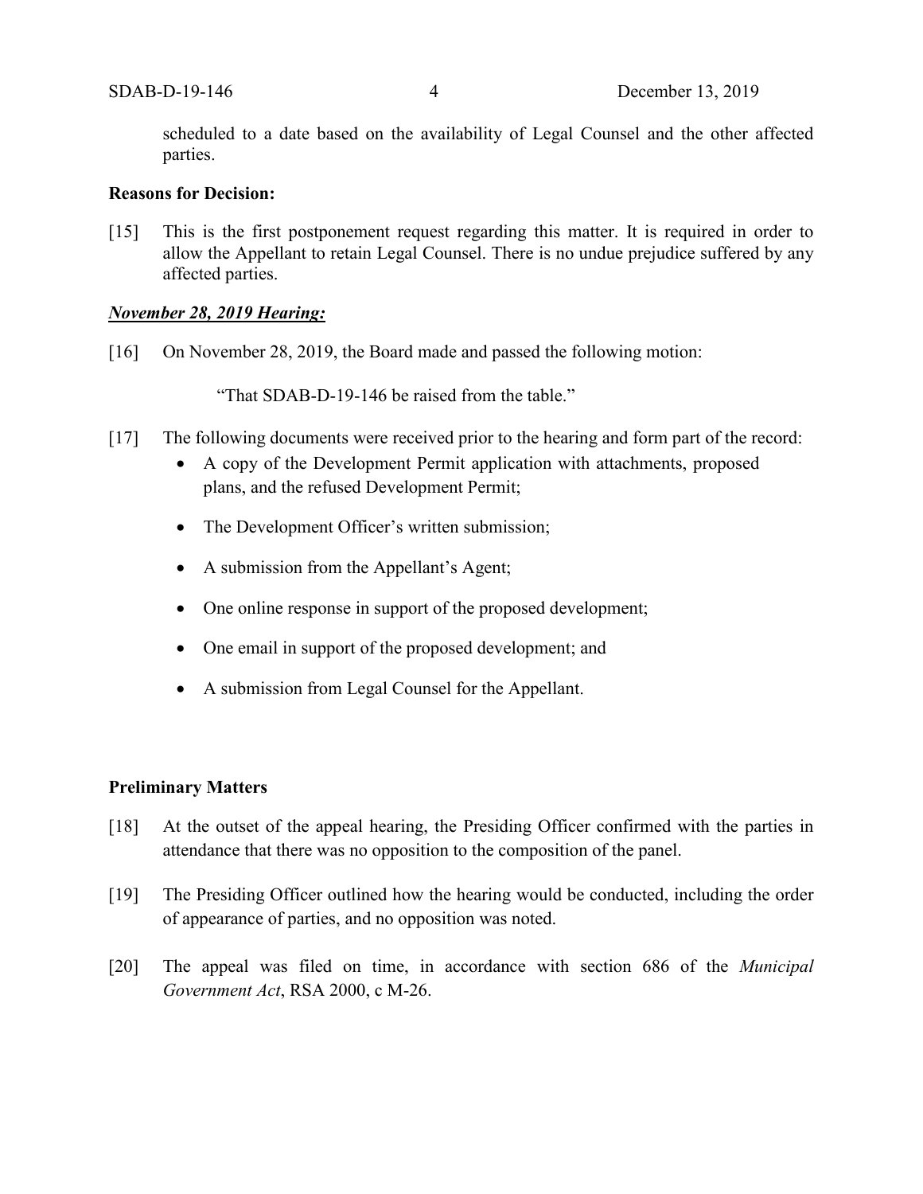scheduled to a date based on the availability of Legal Counsel and the other affected parties.

**Reasons for Decision:**

[15] This is the first postponement request regarding this matter. It is required in order to allow the Appellant to retain Legal Counsel. There is no undue prejudice suffered by any affected parties.

***November 28, 2019 Hearing:***

[16] On November 28, 2019, the Board made and passed the following motion:

"That SDAB-D-19-146 be raised from the table."

[17] The following documents were received prior to the hearing and form part of the record:

- A copy of the Development Permit application with attachments, proposed plans, and the refused Development Permit;
- The Development Officer's written submission;
- A submission from the Appellant's Agent;
- One online response in support of the proposed development;
- One email in support of the proposed development; and
- A submission from Legal Counsel for the Appellant.

**Preliminary Matters**

[18] At the outset of the appeal hearing, the Presiding Officer confirmed with the parties in attendance that there was no opposition to the composition of the panel.

[19] The Presiding Officer outlined how the hearing would be conducted, including the order of appearance of parties, and no opposition was noted.

[20] The appeal was filed on time, in accordance with section 686 of the *Municipal Government Act*, RSA 2000, c M-26.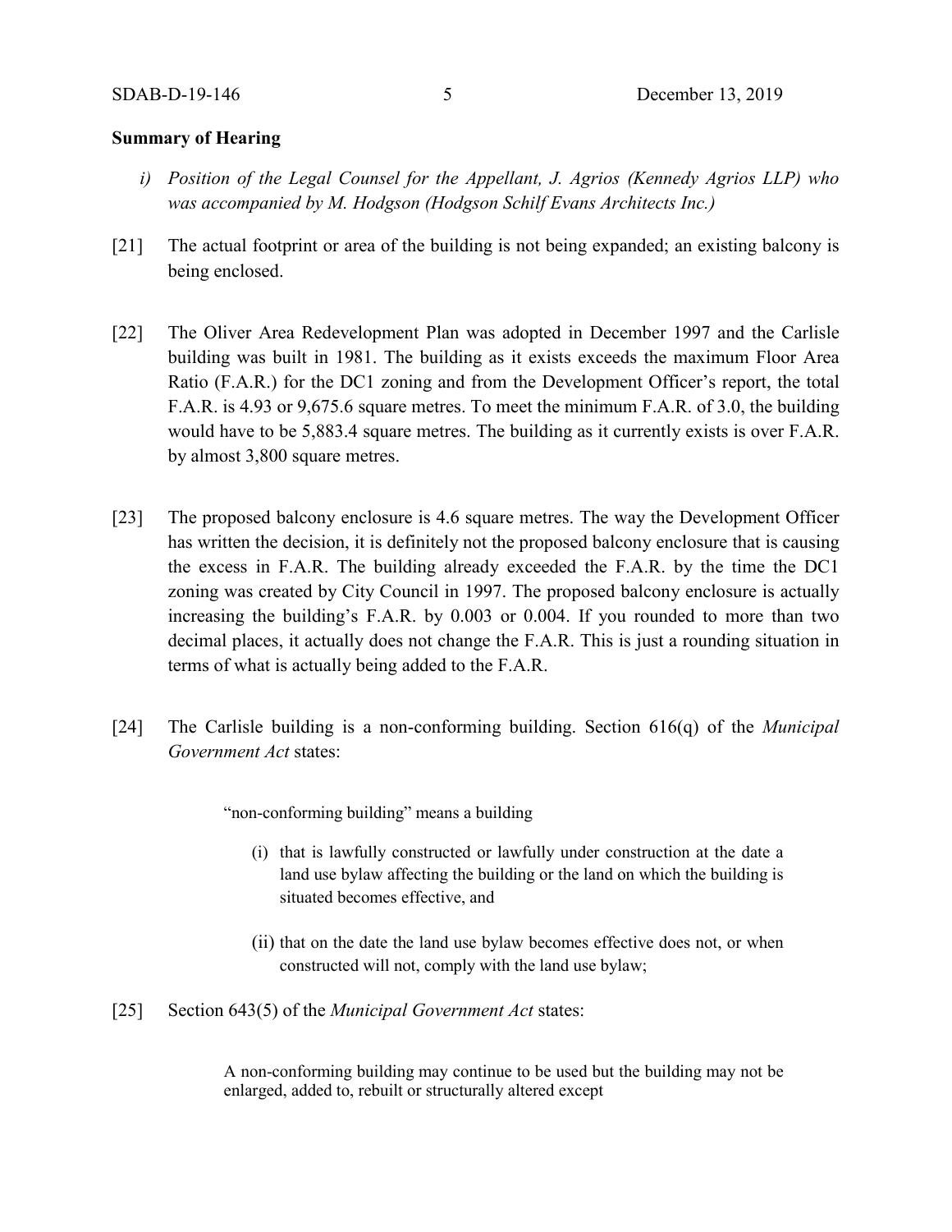**Summary of Hearing**

*i) Position of the Legal Counsel for the Appellant, J. Agrios (Kennedy Agrios LLP) who was accompanied by M. Hodgson (Hodgson Schilf Evans Architects Inc.)*

[21] The actual footprint or area of the building is not being expanded; an existing balcony is being enclosed.

[22] The Oliver Area Redevelopment Plan was adopted in December 1997 and the Carlisle building was built in 1981. The building as it exists exceeds the maximum Floor Area Ratio (F.A.R.) for the DC1 zoning and from the Development Officer's report, the total F.A.R. is 4.93 or 9,675.6 square metres. To meet the minimum F.A.R. of 3.0, the building would have to be 5,883.4 square metres. The building as it currently exists is over F.A.R. by almost 3,800 square metres.

[23] The proposed balcony enclosure is 4.6 square metres. The way the Development Officer has written the decision, it is definitely not the proposed balcony enclosure that is causing the excess in F.A.R. The building already exceeded the F.A.R. by the time the DC1 zoning was created by City Council in 1997. The proposed balcony enclosure is actually increasing the building's F.A.R. by 0.003 or 0.004. If you rounded to more than two decimal places, it actually does not change the F.A.R. This is just a rounding situation in terms of what is actually being added to the F.A.R.

[24] The Carlisle building is a non-conforming building. Section 616(q) of the *Municipal Government Act* states:

> "non-conforming building" means a building
>
> (i) that is lawfully constructed or lawfully under construction at the date a land use bylaw affecting the building or the land on which the building is situated becomes effective, and
>
> (ii) that on the date the land use bylaw becomes effective does not, or when constructed will not, comply with the land use bylaw;

[25] Section 643(5) of the *Municipal Government Act* states:

> A non-conforming building may continue to be used but the building may not be enlarged, added to, rebuilt or structurally altered except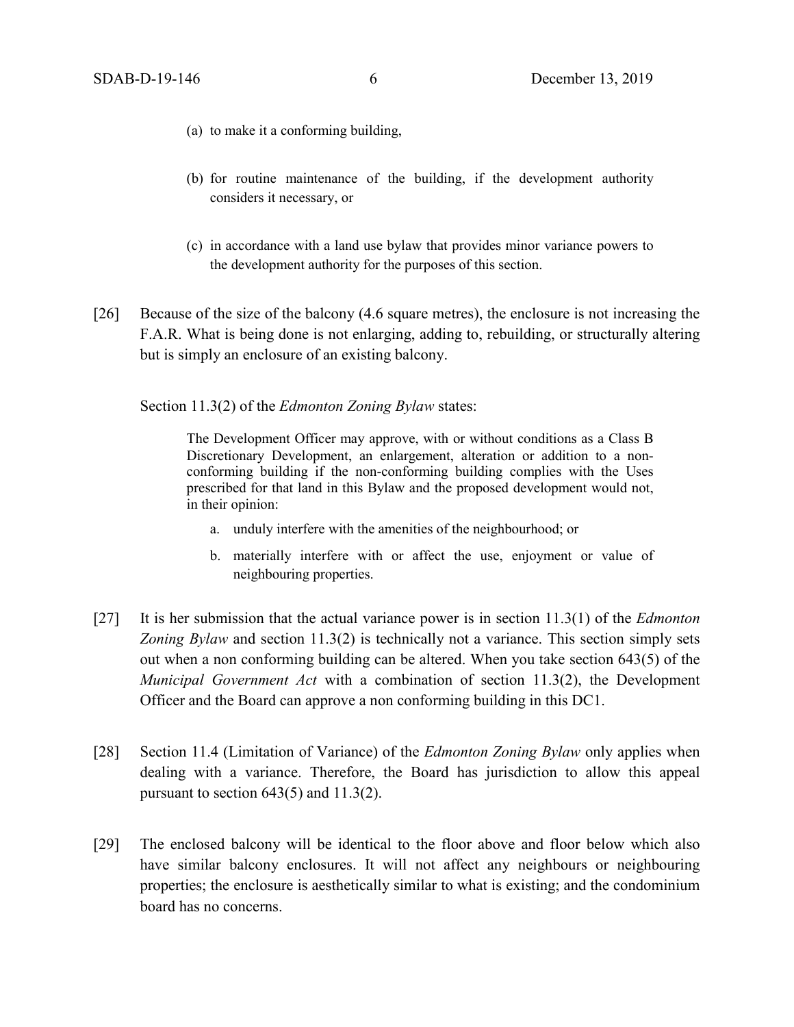(a) to make it a conforming building,

(b) for routine maintenance of the building, if the development authority considers it necessary, or

(c) in accordance with a land use bylaw that provides minor variance powers to the development authority for the purposes of this section.

[26] Because of the size of the balcony (4.6 square metres), the enclosure is not increasing the F.A.R. What is being done is not enlarging, adding to, rebuilding, or structurally altering but is simply an enclosure of an existing balcony.

Section 11.3(2) of the *Edmonton Zoning Bylaw* states:

> The Development Officer may approve, with or without conditions as a Class B Discretionary Development, an enlargement, alteration or addition to a non-conforming building if the non-conforming building complies with the Uses prescribed for that land in this Bylaw and the proposed development would not, in their opinion:
>
> a. unduly interfere with the amenities of the neighbourhood; or
>
> b. materially interfere with or affect the use, enjoyment or value of neighbouring properties.

[27] It is her submission that the actual variance power is in section 11.3(1) of the *Edmonton Zoning Bylaw* and section 11.3(2) is technically not a variance. This section simply sets out when a non conforming building can be altered. When you take section 643(5) of the *Municipal Government Act* with a combination of section 11.3(2), the Development Officer and the Board can approve a non conforming building in this DC1.

[28] Section 11.4 (Limitation of Variance) of the *Edmonton Zoning Bylaw* only applies when dealing with a variance. Therefore, the Board has jurisdiction to allow this appeal pursuant to section 643(5) and 11.3(2).

[29] The enclosed balcony will be identical to the floor above and floor below which also have similar balcony enclosures. It will not affect any neighbours or neighbouring properties; the enclosure is aesthetically similar to what is existing; and the condominium board has no concerns.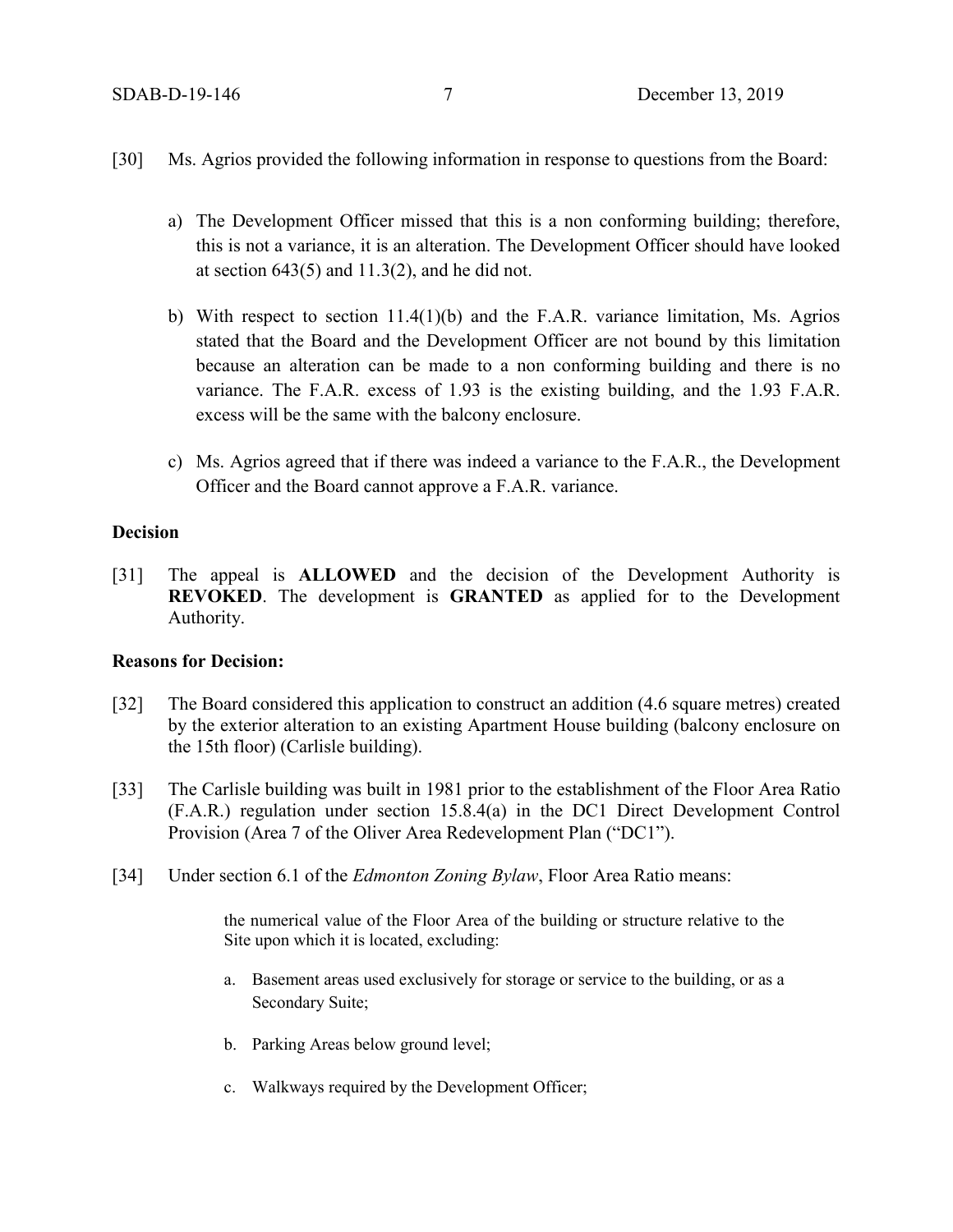[30] Ms. Agrios provided the following information in response to questions from the Board:

a) The Development Officer missed that this is a non conforming building; therefore, this is not a variance, it is an alteration. The Development Officer should have looked at section 643(5) and 11.3(2), and he did not.

b) With respect to section 11.4(1)(b) and the F.A.R. variance limitation, Ms. Agrios stated that the Board and the Development Officer are not bound by this limitation because an alteration can be made to a non conforming building and there is no variance. The F.A.R. excess of 1.93 is the existing building, and the 1.93 F.A.R. excess will be the same with the balcony enclosure.

c) Ms. Agrios agreed that if there was indeed a variance to the F.A.R., the Development Officer and the Board cannot approve a F.A.R. variance.

**Decision**

[31] The appeal is **ALLOWED** and the decision of the Development Authority is **REVOKED**. The development is **GRANTED** as applied for to the Development Authority.

**Reasons for Decision:**

[32] The Board considered this application to construct an addition (4.6 square metres) created by the exterior alteration to an existing Apartment House building (balcony enclosure on the 15th floor) (Carlisle building).

[33] The Carlisle building was built in 1981 prior to the establishment of the Floor Area Ratio (F.A.R.) regulation under section 15.8.4(a) in the DC1 Direct Development Control Provision (Area 7 of the Oliver Area Redevelopment Plan ("DC1").

[34] Under section 6.1 of the *Edmonton Zoning Bylaw*, Floor Area Ratio means:

> the numerical value of the Floor Area of the building or structure relative to the Site upon which it is located, excluding:
>
> a. Basement areas used exclusively for storage or service to the building, or as a Secondary Suite;
>
> b. Parking Areas below ground level;
>
> c. Walkways required by the Development Officer;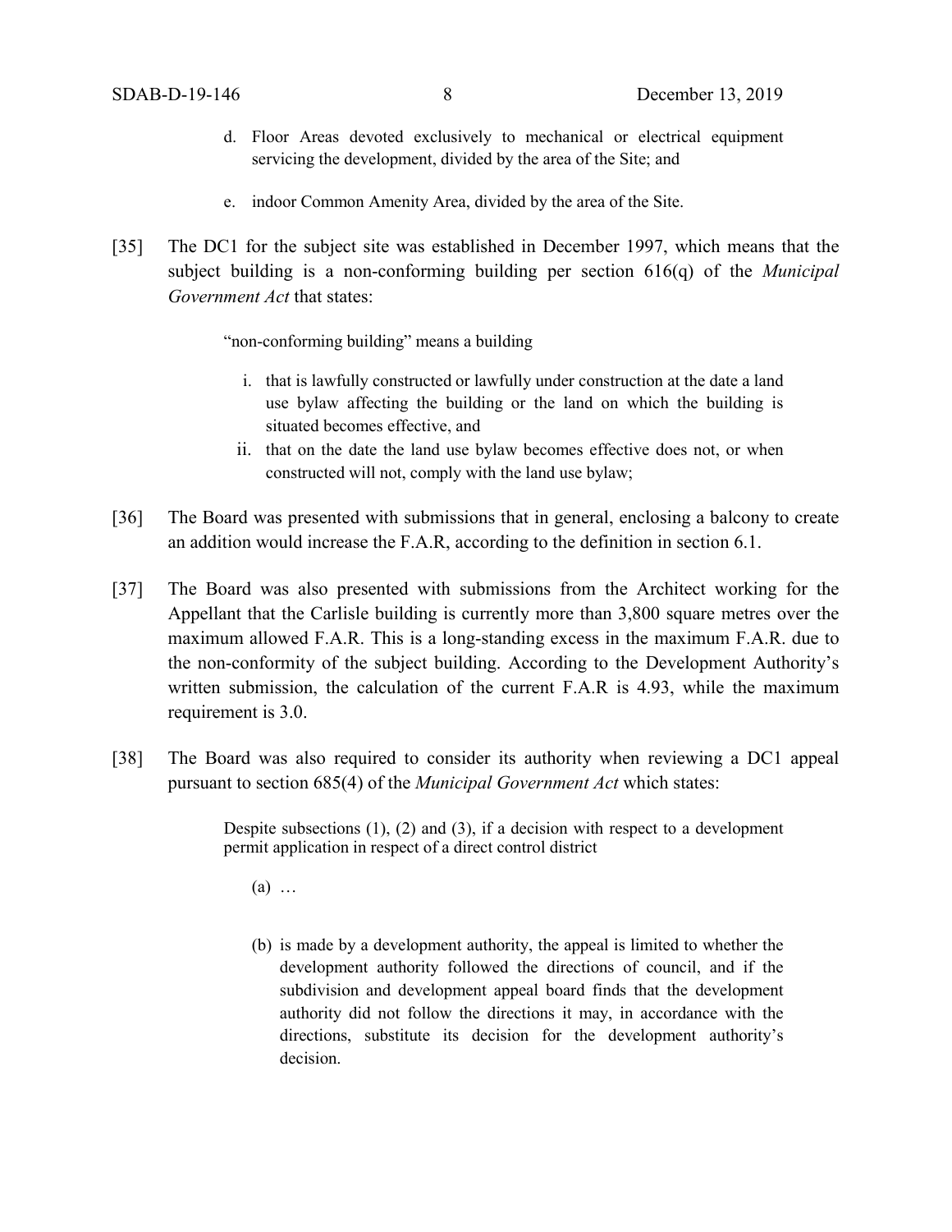d. Floor Areas devoted exclusively to mechanical or electrical equipment servicing the development, divided by the area of the Site; and

e. indoor Common Amenity Area, divided by the area of the Site.

[35] The DC1 for the subject site was established in December 1997, which means that the subject building is a non-conforming building per section 616(q) of the *Municipal Government Act* that states:

> "non-conforming building" means a building
>
> i. that is lawfully constructed or lawfully under construction at the date a land use bylaw affecting the building or the land on which the building is situated becomes effective, and
>
> ii. that on the date the land use bylaw becomes effective does not, or when constructed will not, comply with the land use bylaw;

[36] The Board was presented with submissions that in general, enclosing a balcony to create an addition would increase the F.A.R, according to the definition in section 6.1.

[37] The Board was also presented with submissions from the Architect working for the Appellant that the Carlisle building is currently more than 3,800 square metres over the maximum allowed F.A.R. This is a long-standing excess in the maximum F.A.R. due to the non-conformity of the subject building. According to the Development Authority's written submission, the calculation of the current F.A.R is 4.93, while the maximum requirement is 3.0.

[38] The Board was also required to consider its authority when reviewing a DC1 appeal pursuant to section 685(4) of the *Municipal Government Act* which states:

> Despite subsections (1), (2) and (3), if a decision with respect to a development permit application in respect of a direct control district
>
> (a) …
>
> (b) is made by a development authority, the appeal is limited to whether the development authority followed the directions of council, and if the subdivision and development appeal board finds that the development authority did not follow the directions it may, in accordance with the directions, substitute its decision for the development authority's decision.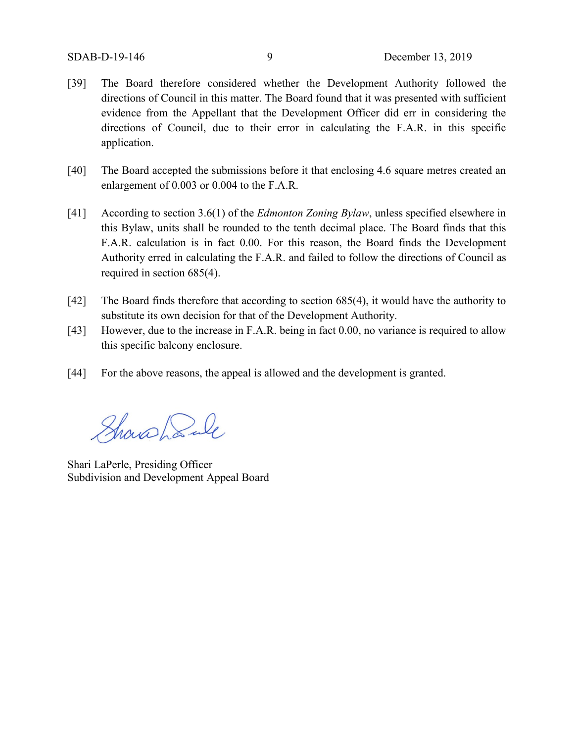[39] The Board therefore considered whether the Development Authority followed the directions of Council in this matter. The Board found that it was presented with sufficient evidence from the Appellant that the Development Officer did err in considering the directions of Council, due to their error in calculating the F.A.R. in this specific application.

[40] The Board accepted the submissions before it that enclosing 4.6 square metres created an enlargement of 0.003 or 0.004 to the F.A.R.

[41] According to section 3.6(1) of the *Edmonton Zoning Bylaw*, unless specified elsewhere in this Bylaw, units shall be rounded to the tenth decimal place. The Board finds that this F.A.R. calculation is in fact 0.00. For this reason, the Board finds the Development Authority erred in calculating the F.A.R. and failed to follow the directions of Council as required in section 685(4).

[42] The Board finds therefore that according to section 685(4), it would have the authority to substitute its own decision for that of the Development Authority.

[43] However, due to the increase in F.A.R. being in fact 0.00, no variance is required to allow this specific balcony enclosure.

[44] For the above reasons, the appeal is allowed and the development is granted.

Shari LaPerle, Presiding Officer
Subdivision and Development Appeal Board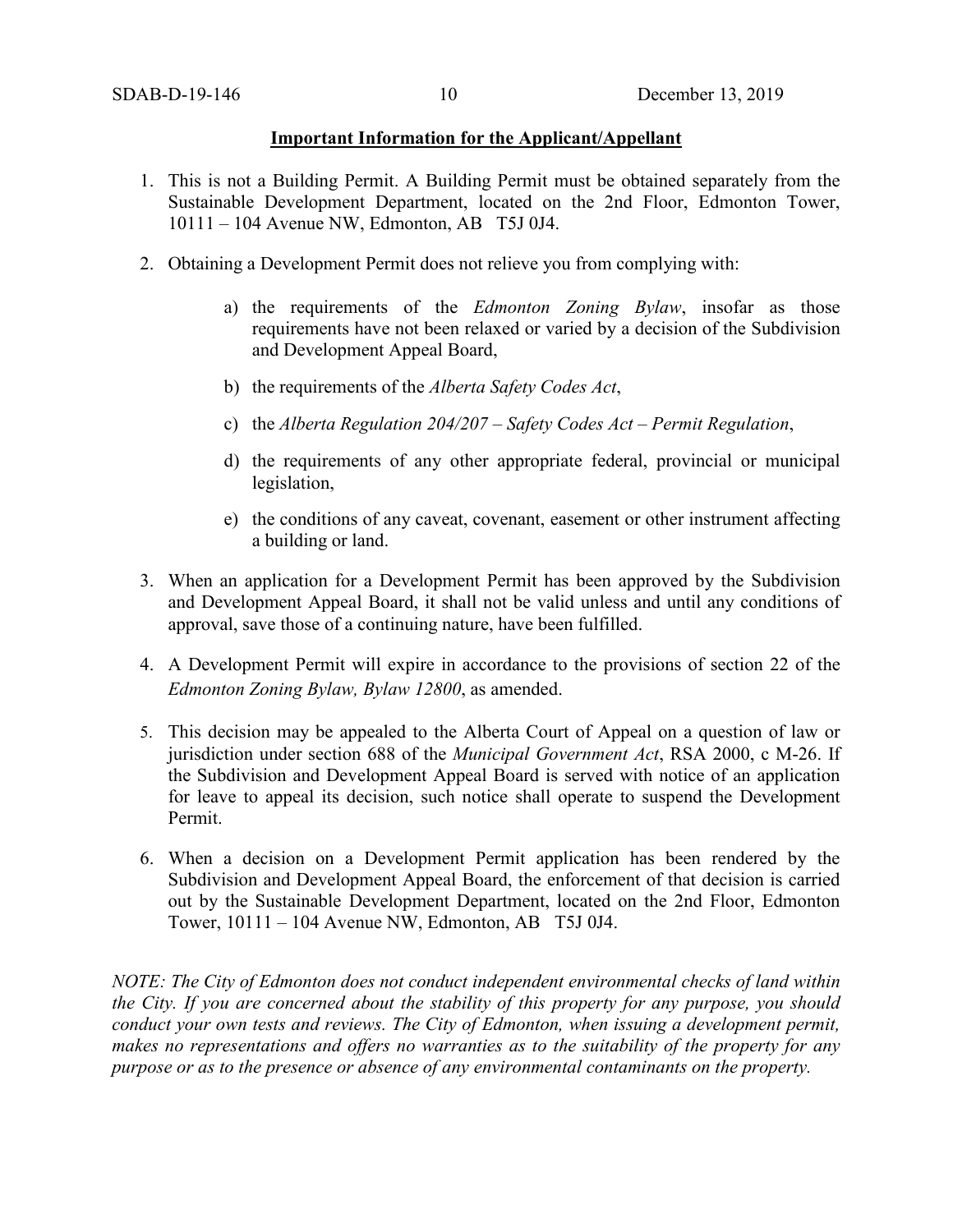**Important Information for the Applicant/Appellant**

1. This is not a Building Permit. A Building Permit must be obtained separately from the Sustainable Development Department, located on the 2nd Floor, Edmonton Tower, 10111 – 104 Avenue NW, Edmonton, AB T5J 0J4.

2. Obtaining a Development Permit does not relieve you from complying with:

   a) the requirements of the *Edmonton Zoning Bylaw*, insofar as those requirements have not been relaxed or varied by a decision of the Subdivision and Development Appeal Board,

   b) the requirements of the *Alberta Safety Codes Act*,

   c) the *Alberta Regulation 204/207 – Safety Codes Act – Permit Regulation*,

   d) the requirements of any other appropriate federal, provincial or municipal legislation,

   e) the conditions of any caveat, covenant, easement or other instrument affecting a building or land.

3. When an application for a Development Permit has been approved by the Subdivision and Development Appeal Board, it shall not be valid unless and until any conditions of approval, save those of a continuing nature, have been fulfilled.

4. A Development Permit will expire in accordance to the provisions of section 22 of the *Edmonton Zoning Bylaw, Bylaw 12800*, as amended.

5. This decision may be appealed to the Alberta Court of Appeal on a question of law or jurisdiction under section 688 of the *Municipal Government Act*, RSA 2000, c M-26. If the Subdivision and Development Appeal Board is served with notice of an application for leave to appeal its decision, such notice shall operate to suspend the Development Permit.

6. When a decision on a Development Permit application has been rendered by the Subdivision and Development Appeal Board, the enforcement of that decision is carried out by the Sustainable Development Department, located on the 2nd Floor, Edmonton Tower, 10111 – 104 Avenue NW, Edmonton, AB T5J 0J4.

*NOTE: The City of Edmonton does not conduct independent environmental checks of land within the City. If you are concerned about the stability of this property for any purpose, you should conduct your own tests and reviews. The City of Edmonton, when issuing a development permit, makes no representations and offers no warranties as to the suitability of the property for any purpose or as to the presence or absence of any environmental contaminants on the property.*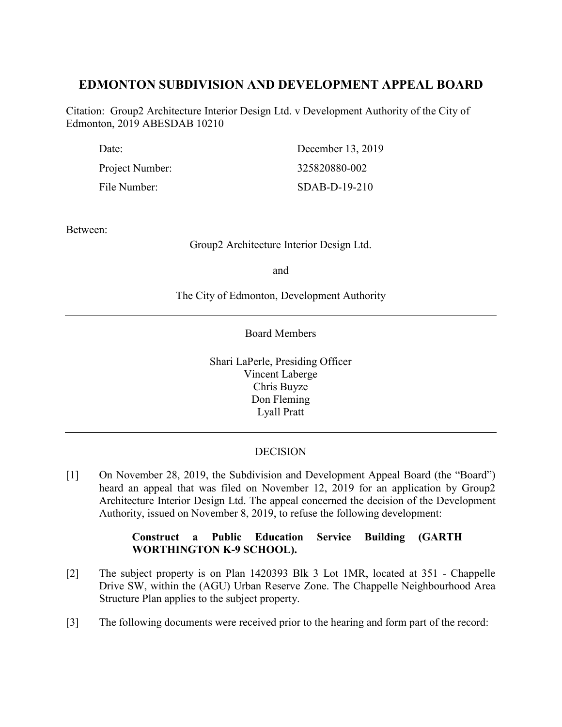# EDMONTON SUBDIVISION AND DEVELOPMENT APPEAL BOARD

Citation: Group2 Architecture Interior Design Ltd. v Development Authority of the City of Edmonton, 2019 ABESDAB 10210

| | |
|---|---|
| Date: | December 13, 2019 |
| Project Number: | 325820880-002 |
| File Number: | SDAB-D-19-210 |

Between:

Group2 Architecture Interior Design Ltd.

and

The City of Edmonton, Development Authority

---

Board Members

Shari LaPerle, Presiding Officer
Vincent Laberge
Chris Buyze
Don Fleming
Lyall Pratt

---

DECISION

[1] On November 28, 2019, the Subdivision and Development Appeal Board (the "Board") heard an appeal that was filed on November 12, 2019 for an application by Group2 Architecture Interior Design Ltd. The appeal concerned the decision of the Development Authority, issued on November 8, 2019, to refuse the following development:

> **Construct a Public Education Service Building (GARTH WORTHINGTON K-9 SCHOOL).**

[2] The subject property is on Plan 1420393 Blk 3 Lot 1MR, located at 351 - Chappelle Drive SW, within the (AGU) Urban Reserve Zone. The Chappelle Neighbourhood Area Structure Plan applies to the subject property.

[3] The following documents were received prior to the hearing and form part of the record: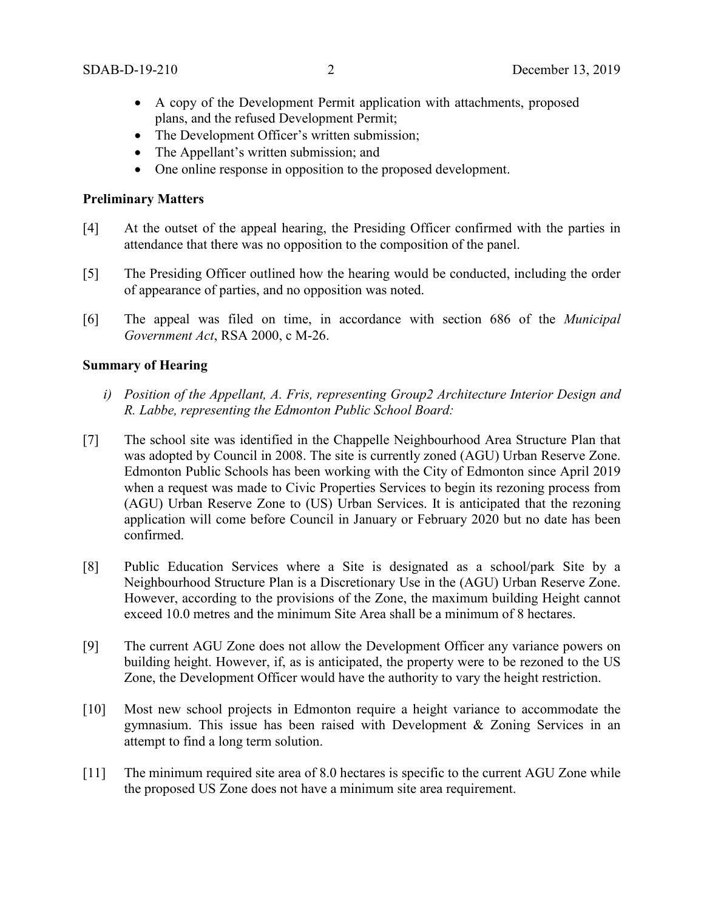- A copy of the Development Permit application with attachments, proposed plans, and the refused Development Permit;
- The Development Officer's written submission;
- The Appellant's written submission; and
- One online response in opposition to the proposed development.

## Preliminary Matters

[4] At the outset of the appeal hearing, the Presiding Officer confirmed with the parties in attendance that there was no opposition to the composition of the panel.

[5] The Presiding Officer outlined how the hearing would be conducted, including the order of appearance of parties, and no opposition was noted.

[6] The appeal was filed on time, in accordance with section 686 of the *Municipal Government Act*, RSA 2000, c M-26.

## Summary of Hearing

*i) Position of the Appellant, A. Fris, representing Group2 Architecture Interior Design and R. Labbe, representing the Edmonton Public School Board:*

[7] The school site was identified in the Chappelle Neighbourhood Area Structure Plan that was adopted by Council in 2008. The site is currently zoned (AGU) Urban Reserve Zone. Edmonton Public Schools has been working with the City of Edmonton since April 2019 when a request was made to Civic Properties Services to begin its rezoning process from (AGU) Urban Reserve Zone to (US) Urban Services. It is anticipated that the rezoning application will come before Council in January or February 2020 but no date has been confirmed.

[8] Public Education Services where a Site is designated as a school/park Site by a Neighbourhood Structure Plan is a Discretionary Use in the (AGU) Urban Reserve Zone. However, according to the provisions of the Zone, the maximum building Height cannot exceed 10.0 metres and the minimum Site Area shall be a minimum of 8 hectares.

[9] The current AGU Zone does not allow the Development Officer any variance powers on building height. However, if, as is anticipated, the property were to be rezoned to the US Zone, the Development Officer would have the authority to vary the height restriction.

[10] Most new school projects in Edmonton require a height variance to accommodate the gymnasium. This issue has been raised with Development & Zoning Services in an attempt to find a long term solution.

[11] The minimum required site area of 8.0 hectares is specific to the current AGU Zone while the proposed US Zone does not have a minimum site area requirement.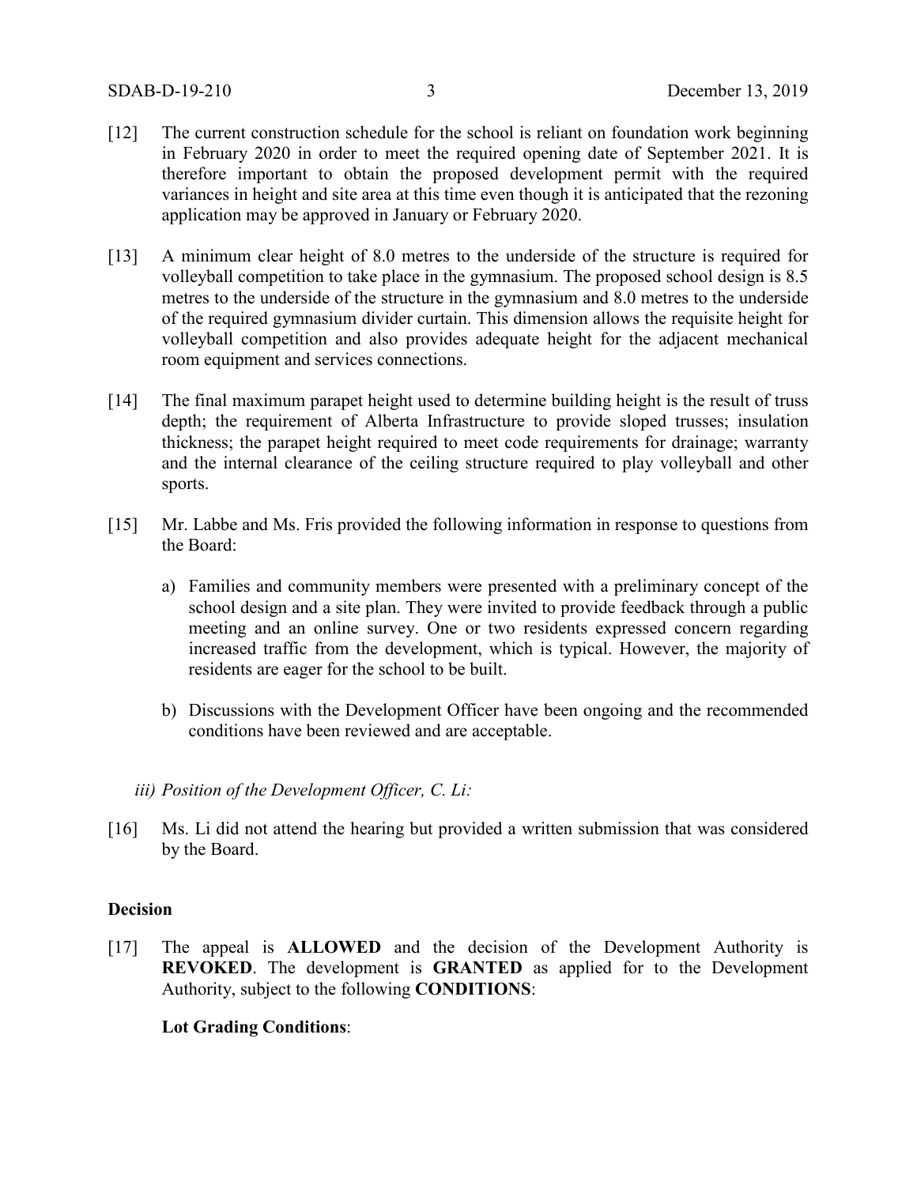[12] The current construction schedule for the school is reliant on foundation work beginning in February 2020 in order to meet the required opening date of September 2021. It is therefore important to obtain the proposed development permit with the required variances in height and site area at this time even though it is anticipated that the rezoning application may be approved in January or February 2020.

[13] A minimum clear height of 8.0 metres to the underside of the structure is required for volleyball competition to take place in the gymnasium. The proposed school design is 8.5 metres to the underside of the structure in the gymnasium and 8.0 metres to the underside of the required gymnasium divider curtain. This dimension allows the requisite height for volleyball competition and also provides adequate height for the adjacent mechanical room equipment and services connections.

[14] The final maximum parapet height used to determine building height is the result of truss depth; the requirement of Alberta Infrastructure to provide sloped trusses; insulation thickness; the parapet height required to meet code requirements for drainage; warranty and the internal clearance of the ceiling structure required to play volleyball and other sports.

[15] Mr. Labbe and Ms. Fris provided the following information in response to questions from the Board:

a) Families and community members were presented with a preliminary concept of the school design and a site plan. They were invited to provide feedback through a public meeting and an online survey. One or two residents expressed concern regarding increased traffic from the development, which is typical. However, the majority of residents are eager for the school to be built.

b) Discussions with the Development Officer have been ongoing and the recommended conditions have been reviewed and are acceptable.

*iii) Position of the Development Officer, C. Li:*

[16] Ms. Li did not attend the hearing but provided a written submission that was considered by the Board.

**Decision**

[17] The appeal is **ALLOWED** and the decision of the Development Authority is **REVOKED**. The development is **GRANTED** as applied for to the Development Authority, subject to the following **CONDITIONS**:

**Lot Grading Conditions**: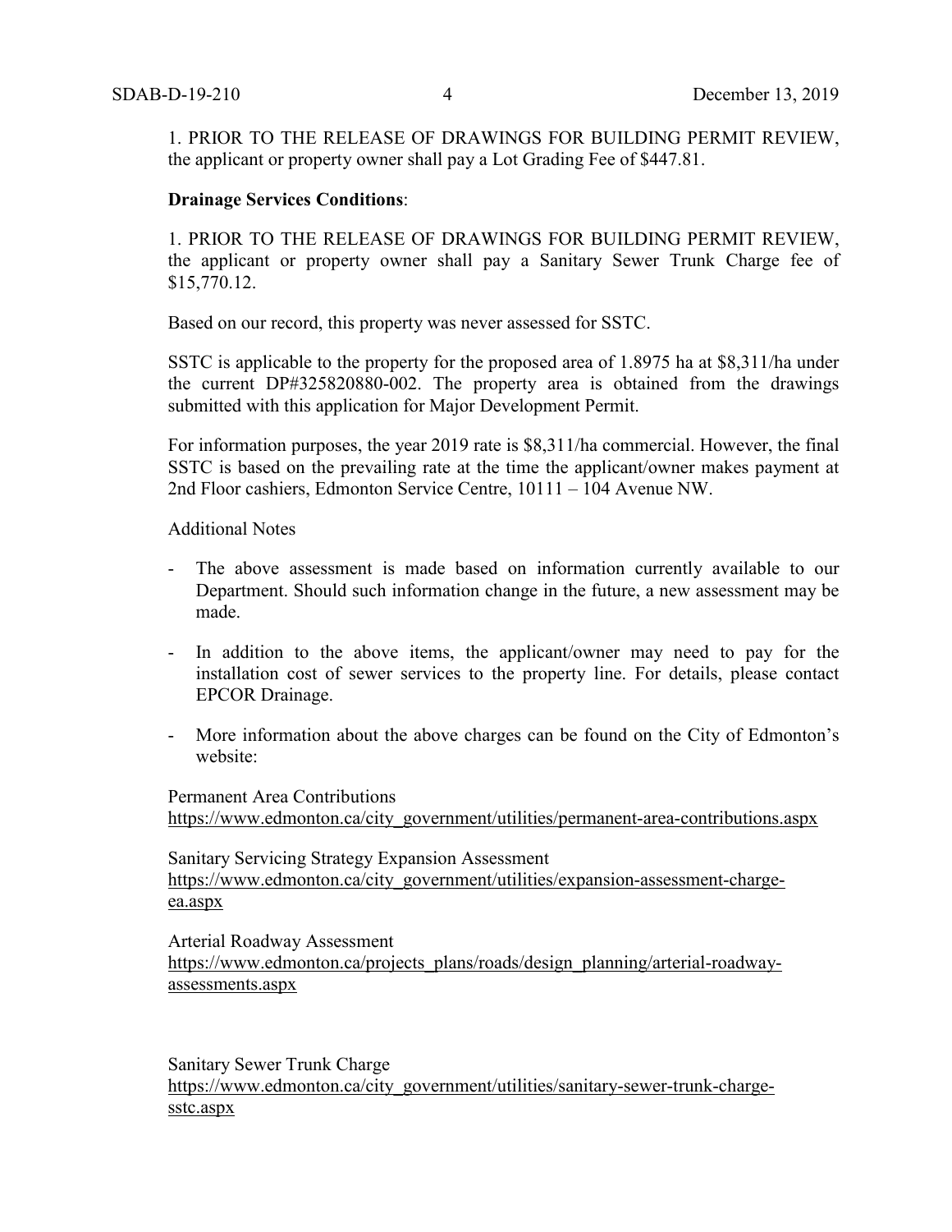1. PRIOR TO THE RELEASE OF DRAWINGS FOR BUILDING PERMIT REVIEW, the applicant or property owner shall pay a Lot Grading Fee of $447.81.

**Drainage Services Conditions**:

1. PRIOR TO THE RELEASE OF DRAWINGS FOR BUILDING PERMIT REVIEW, the applicant or property owner shall pay a Sanitary Sewer Trunk Charge fee of $15,770.12.

Based on our record, this property was never assessed for SSTC.

SSTC is applicable to the property for the proposed area of 1.8975 ha at $8,311/ha under the current DP#325820880-002. The property area is obtained from the drawings submitted with this application for Major Development Permit.

For information purposes, the year 2019 rate is $8,311/ha commercial. However, the final SSTC is based on the prevailing rate at the time the applicant/owner makes payment at 2nd Floor cashiers, Edmonton Service Centre, 10111 – 104 Avenue NW.

Additional Notes

- The above assessment is made based on information currently available to our Department. Should such information change in the future, a new assessment may be made.
- In addition to the above items, the applicant/owner may need to pay for the installation cost of sewer services to the property line. For details, please contact EPCOR Drainage.
- More information about the above charges can be found on the City of Edmonton's website:

Permanent Area Contributions
https://www.edmonton.ca/city_government/utilities/permanent-area-contributions.aspx

Sanitary Servicing Strategy Expansion Assessment
https://www.edmonton.ca/city_government/utilities/expansion-assessment-charge-ea.aspx

Arterial Roadway Assessment
https://www.edmonton.ca/projects_plans/roads/design_planning/arterial-roadway-assessments.aspx

Sanitary Sewer Trunk Charge
https://www.edmonton.ca/city_government/utilities/sanitary-sewer-trunk-charge-sstc.aspx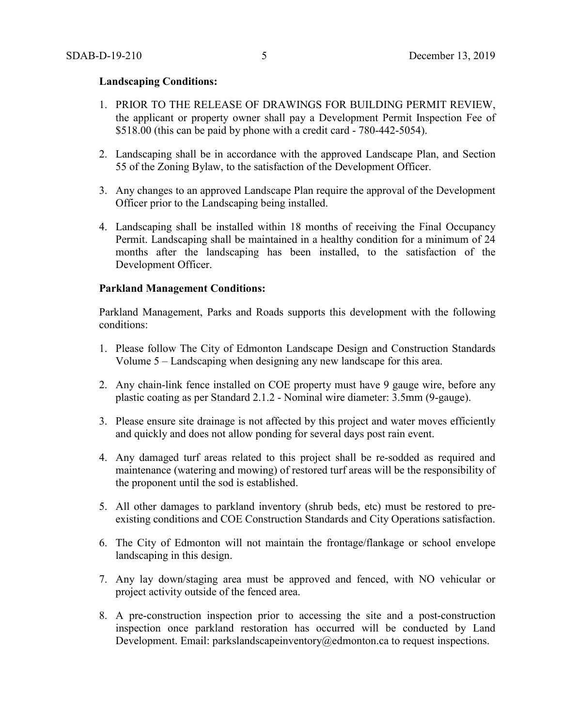**Landscaping Conditions:**

1. PRIOR TO THE RELEASE OF DRAWINGS FOR BUILDING PERMIT REVIEW, the applicant or property owner shall pay a Development Permit Inspection Fee of $518.00 (this can be paid by phone with a credit card - 780-442-5054).

2. Landscaping shall be in accordance with the approved Landscape Plan, and Section 55 of the Zoning Bylaw, to the satisfaction of the Development Officer.

3. Any changes to an approved Landscape Plan require the approval of the Development Officer prior to the Landscaping being installed.

4. Landscaping shall be installed within 18 months of receiving the Final Occupancy Permit. Landscaping shall be maintained in a healthy condition for a minimum of 24 months after the landscaping has been installed, to the satisfaction of the Development Officer.

**Parkland Management Conditions:**

Parkland Management, Parks and Roads supports this development with the following conditions:

1. Please follow The City of Edmonton Landscape Design and Construction Standards Volume 5 – Landscaping when designing any new landscape for this area.

2. Any chain-link fence installed on COE property must have 9 gauge wire, before any plastic coating as per Standard 2.1.2 - Nominal wire diameter: 3.5mm (9-gauge).

3. Please ensure site drainage is not affected by this project and water moves efficiently and quickly and does not allow ponding for several days post rain event.

4. Any damaged turf areas related to this project shall be re-sodded as required and maintenance (watering and mowing) of restored turf areas will be the responsibility of the proponent until the sod is established.

5. All other damages to parkland inventory (shrub beds, etc) must be restored to pre-existing conditions and COE Construction Standards and City Operations satisfaction.

6. The City of Edmonton will not maintain the frontage/flankage or school envelope landscaping in this design.

7. Any lay down/staging area must be approved and fenced, with NO vehicular or project activity outside of the fenced area.

8. A pre-construction inspection prior to accessing the site and a post-construction inspection once parkland restoration has occurred will be conducted by Land Development. Email: parkslandscapeinventory@edmonton.ca to request inspections.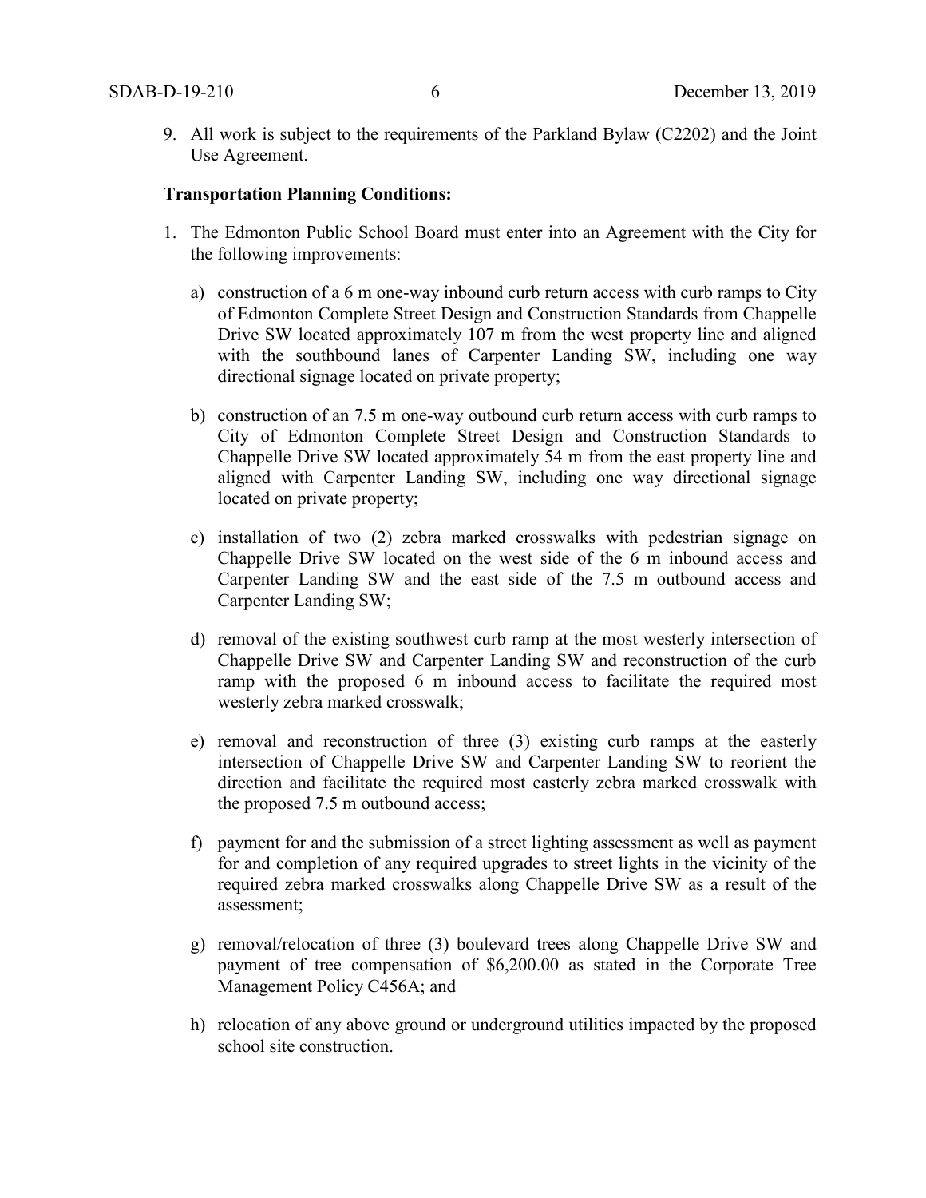9. All work is subject to the requirements of the Parkland Bylaw (C2202) and the Joint Use Agreement.

**Transportation Planning Conditions:**

1. The Edmonton Public School Board must enter into an Agreement with the City for the following improvements:

   a) construction of a 6 m one-way inbound curb return access with curb ramps to City of Edmonton Complete Street Design and Construction Standards from Chappelle Drive SW located approximately 107 m from the west property line and aligned with the southbound lanes of Carpenter Landing SW, including one way directional signage located on private property;

   b) construction of an 7.5 m one-way outbound curb return access with curb ramps to City of Edmonton Complete Street Design and Construction Standards to Chappelle Drive SW located approximately 54 m from the east property line and aligned with Carpenter Landing SW, including one way directional signage located on private property;

   c) installation of two (2) zebra marked crosswalks with pedestrian signage on Chappelle Drive SW located on the west side of the 6 m inbound access and Carpenter Landing SW and the east side of the 7.5 m outbound access and Carpenter Landing SW;

   d) removal of the existing southwest curb ramp at the most westerly intersection of Chappelle Drive SW and Carpenter Landing SW and reconstruction of the curb ramp with the proposed 6 m inbound access to facilitate the required most westerly zebra marked crosswalk;

   e) removal and reconstruction of three (3) existing curb ramps at the easterly intersection of Chappelle Drive SW and Carpenter Landing SW to reorient the direction and facilitate the required most easterly zebra marked crosswalk with the proposed 7.5 m outbound access;

   f) payment for and the submission of a street lighting assessment as well as payment for and completion of any required upgrades to street lights in the vicinity of the required zebra marked crosswalks along Chappelle Drive SW as a result of the assessment;

   g) removal/relocation of three (3) boulevard trees along Chappelle Drive SW and payment of tree compensation of $6,200.00 as stated in the Corporate Tree Management Policy C456A; and

   h) relocation of any above ground or underground utilities impacted by the proposed school site construction.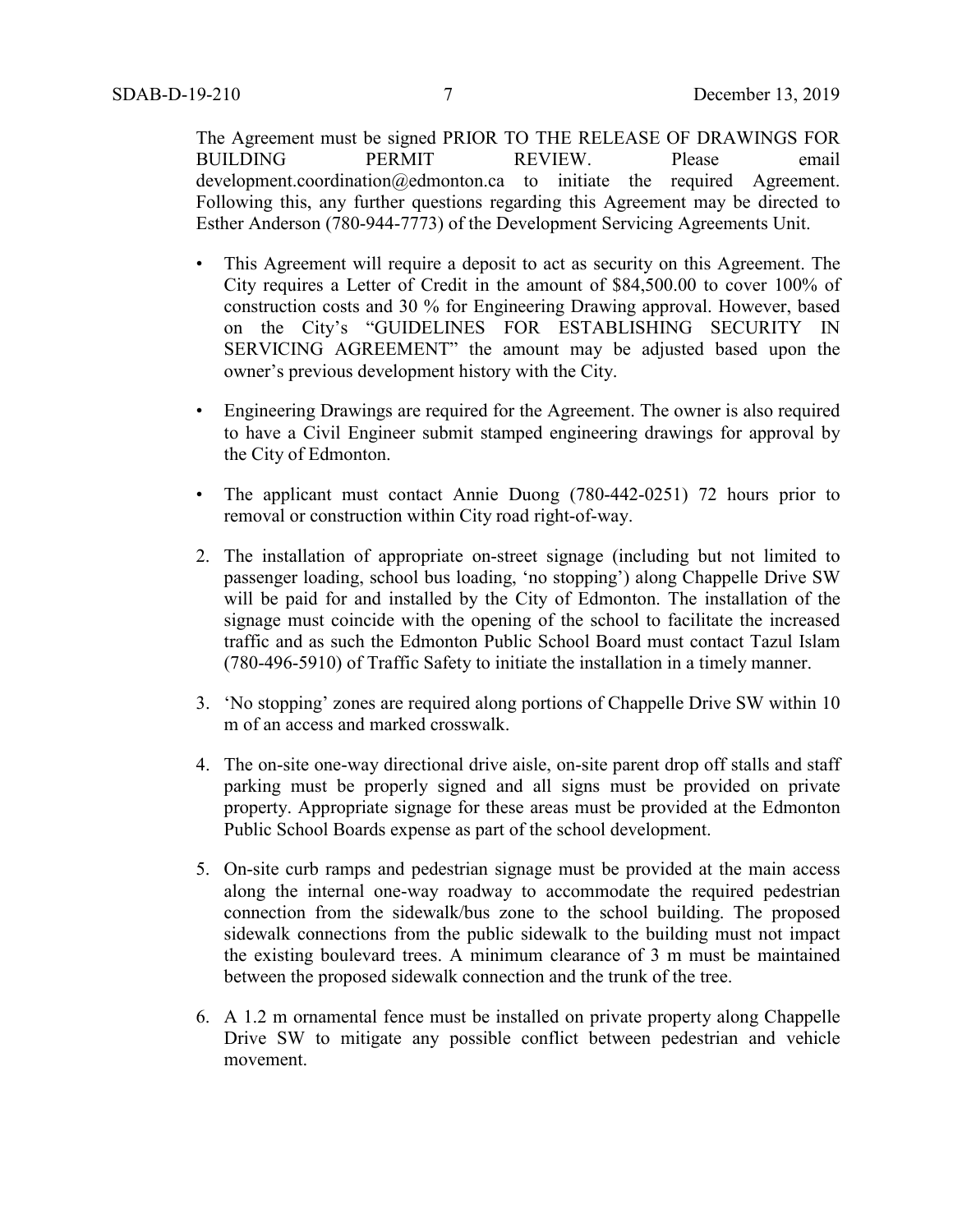The Agreement must be signed PRIOR TO THE RELEASE OF DRAWINGS FOR BUILDING PERMIT REVIEW. Please email development.coordination@edmonton.ca to initiate the required Agreement. Following this, any further questions regarding this Agreement may be directed to Esther Anderson (780-944-7773) of the Development Servicing Agreements Unit.

- This Agreement will require a deposit to act as security on this Agreement. The City requires a Letter of Credit in the amount of $84,500.00 to cover 100% of construction costs and 30 % for Engineering Drawing approval. However, based on the City's "GUIDELINES FOR ESTABLISHING SECURITY IN SERVICING AGREEMENT" the amount may be adjusted based upon the owner's previous development history with the City.
- Engineering Drawings are required for the Agreement. The owner is also required to have a Civil Engineer submit stamped engineering drawings for approval by the City of Edmonton.
- The applicant must contact Annie Duong (780-442-0251) 72 hours prior to removal or construction within City road right-of-way.

2. The installation of appropriate on-street signage (including but not limited to passenger loading, school bus loading, 'no stopping') along Chappelle Drive SW will be paid for and installed by the City of Edmonton. The installation of the signage must coincide with the opening of the school to facilitate the increased traffic and as such the Edmonton Public School Board must contact Tazul Islam (780-496-5910) of Traffic Safety to initiate the installation in a timely manner.

3. 'No stopping' zones are required along portions of Chappelle Drive SW within 10 m of an access and marked crosswalk.

4. The on-site one-way directional drive aisle, on-site parent drop off stalls and staff parking must be properly signed and all signs must be provided on private property. Appropriate signage for these areas must be provided at the Edmonton Public School Boards expense as part of the school development.

5. On-site curb ramps and pedestrian signage must be provided at the main access along the internal one-way roadway to accommodate the required pedestrian connection from the sidewalk/bus zone to the school building. The proposed sidewalk connections from the public sidewalk to the building must not impact the existing boulevard trees. A minimum clearance of 3 m must be maintained between the proposed sidewalk connection and the trunk of the tree.

6. A 1.2 m ornamental fence must be installed on private property along Chappelle Drive SW to mitigate any possible conflict between pedestrian and vehicle movement.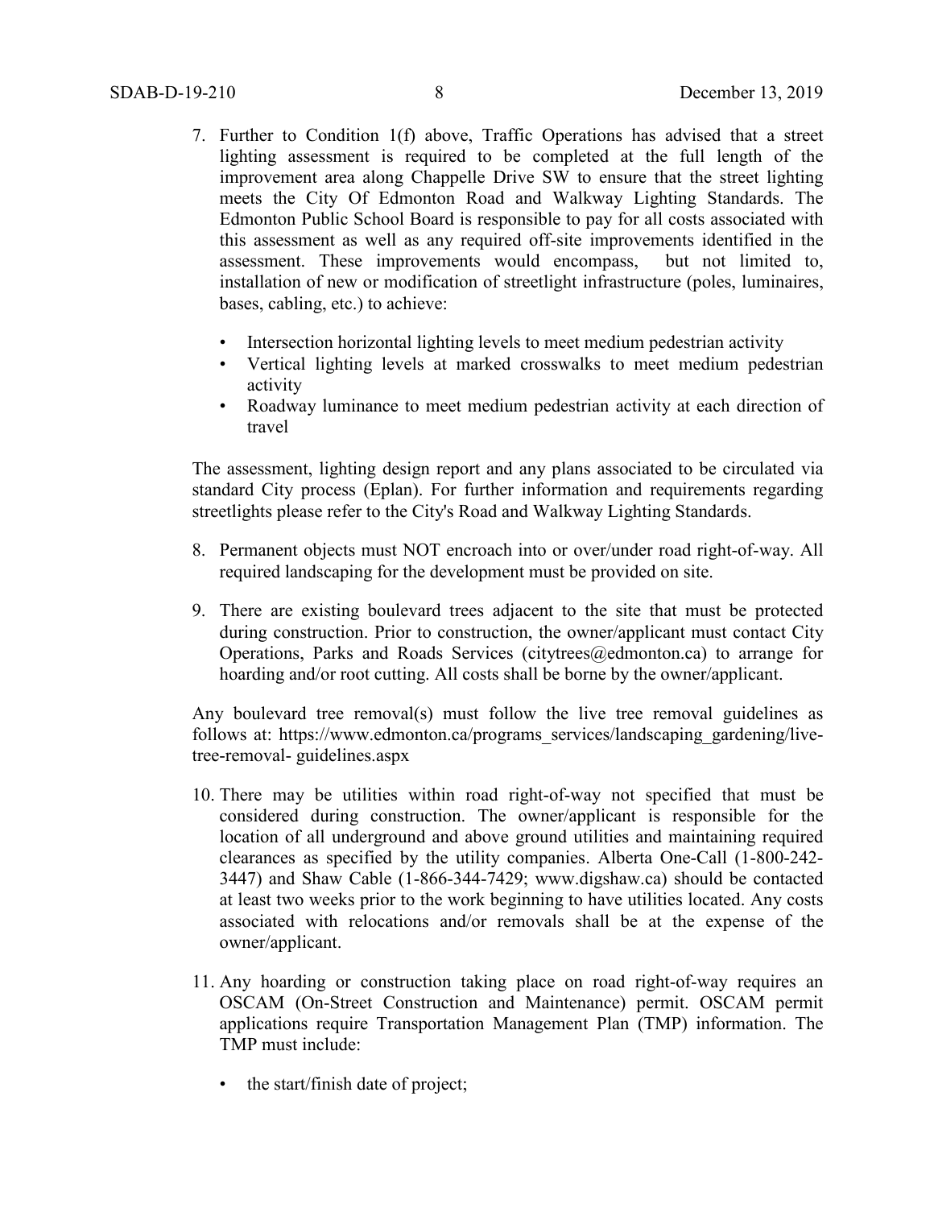7. Further to Condition 1(f) above, Traffic Operations has advised that a street lighting assessment is required to be completed at the full length of the improvement area along Chappelle Drive SW to ensure that the street lighting meets the City Of Edmonton Road and Walkway Lighting Standards. The Edmonton Public School Board is responsible to pay for all costs associated with this assessment as well as any required off-site improvements identified in the assessment. These improvements would encompass, but not limited to, installation of new or modification of streetlight infrastructure (poles, luminaires, bases, cabling, etc.) to achieve:

    - Intersection horizontal lighting levels to meet medium pedestrian activity
    - Vertical lighting levels at marked crosswalks to meet medium pedestrian activity
    - Roadway luminance to meet medium pedestrian activity at each direction of travel

    The assessment, lighting design report and any plans associated to be circulated via standard City process (Eplan). For further information and requirements regarding streetlights please refer to the City's Road and Walkway Lighting Standards.

8. Permanent objects must NOT encroach into or over/under road right-of-way. All required landscaping for the development must be provided on site.

9. There are existing boulevard trees adjacent to the site that must be protected during construction. Prior to construction, the owner/applicant must contact City Operations, Parks and Roads Services (citytrees@edmonton.ca) to arrange for hoarding and/or root cutting. All costs shall be borne by the owner/applicant.

    Any boulevard tree removal(s) must follow the live tree removal guidelines as follows at: https://www.edmonton.ca/programs_services/landscaping_gardening/live-tree-removal- guidelines.aspx

10. There may be utilities within road right-of-way not specified that must be considered during construction. The owner/applicant is responsible for the location of all underground and above ground utilities and maintaining required clearances as specified by the utility companies. Alberta One-Call (1-800-242-3447) and Shaw Cable (1-866-344-7429; www.digshaw.ca) should be contacted at least two weeks prior to the work beginning to have utilities located. Any costs associated with relocations and/or removals shall be at the expense of the owner/applicant.

11. Any hoarding or construction taking place on road right-of-way requires an OSCAM (On-Street Construction and Maintenance) permit. OSCAM permit applications require Transportation Management Plan (TMP) information. The TMP must include:

    - the start/finish date of project;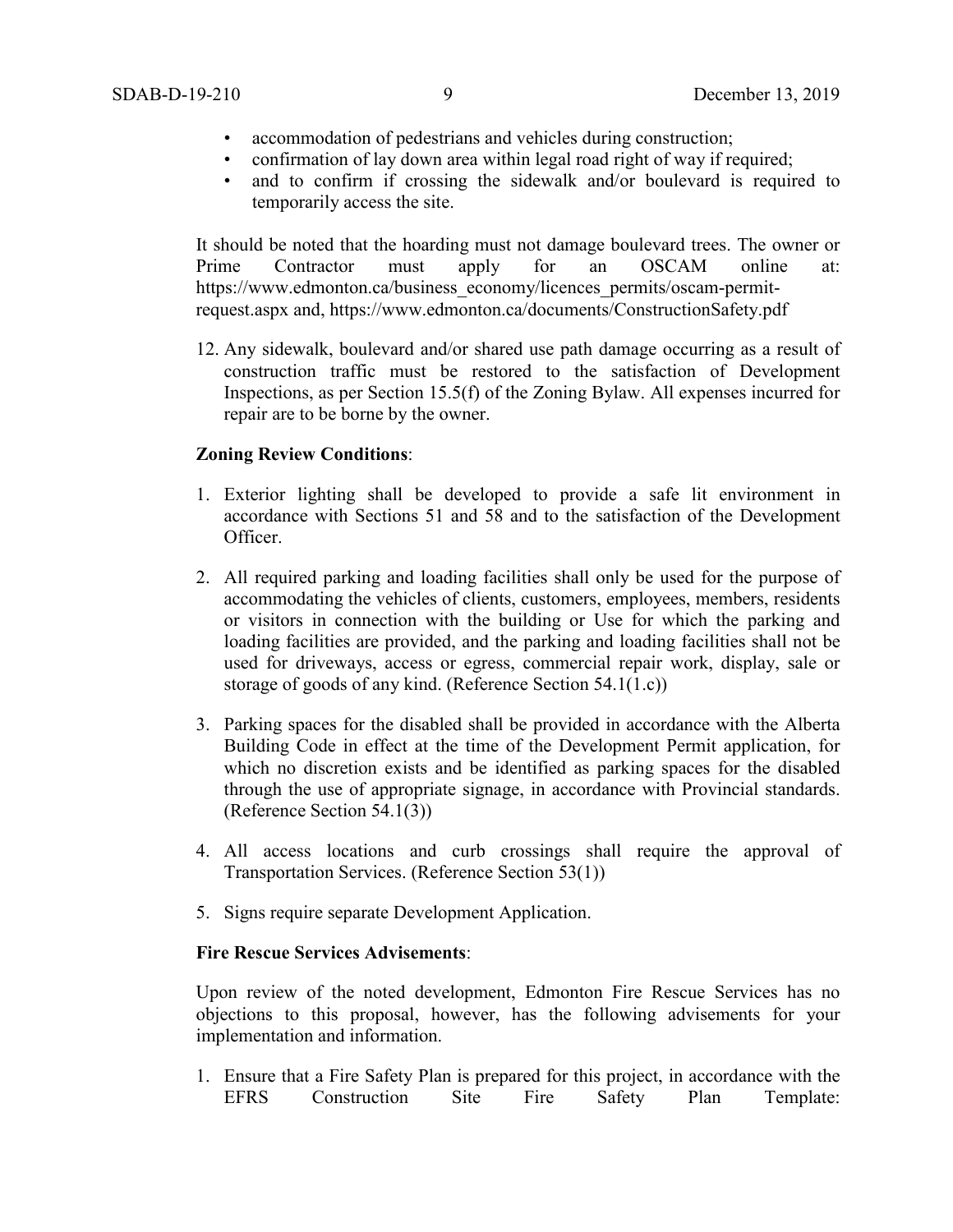- accommodation of pedestrians and vehicles during construction;
- confirmation of lay down area within legal road right of way if required;
- and to confirm if crossing the sidewalk and/or boulevard is required to temporarily access the site.

It should be noted that the hoarding must not damage boulevard trees. The owner or Prime Contractor must apply for an OSCAM online at: https://www.edmonton.ca/business_economy/licences_permits/oscam-permit-request.aspx and, https://www.edmonton.ca/documents/ConstructionSafety.pdf

12. Any sidewalk, boulevard and/or shared use path damage occurring as a result of construction traffic must be restored to the satisfaction of Development Inspections, as per Section 15.5(f) of the Zoning Bylaw. All expenses incurred for repair are to be borne by the owner.

**Zoning Review Conditions**:

1. Exterior lighting shall be developed to provide a safe lit environment in accordance with Sections 51 and 58 and to the satisfaction of the Development Officer.

2. All required parking and loading facilities shall only be used for the purpose of accommodating the vehicles of clients, customers, employees, members, residents or visitors in connection with the building or Use for which the parking and loading facilities are provided, and the parking and loading facilities shall not be used for driveways, access or egress, commercial repair work, display, sale or storage of goods of any kind. (Reference Section 54.1(1.c))

3. Parking spaces for the disabled shall be provided in accordance with the Alberta Building Code in effect at the time of the Development Permit application, for which no discretion exists and be identified as parking spaces for the disabled through the use of appropriate signage, in accordance with Provincial standards. (Reference Section 54.1(3))

4. All access locations and curb crossings shall require the approval of Transportation Services. (Reference Section 53(1))

5. Signs require separate Development Application.

**Fire Rescue Services Advisements**:

Upon review of the noted development, Edmonton Fire Rescue Services has no objections to this proposal, however, has the following advisements for your implementation and information.

1. Ensure that a Fire Safety Plan is prepared for this project, in accordance with the EFRS Construction Site Fire Safety Plan Template: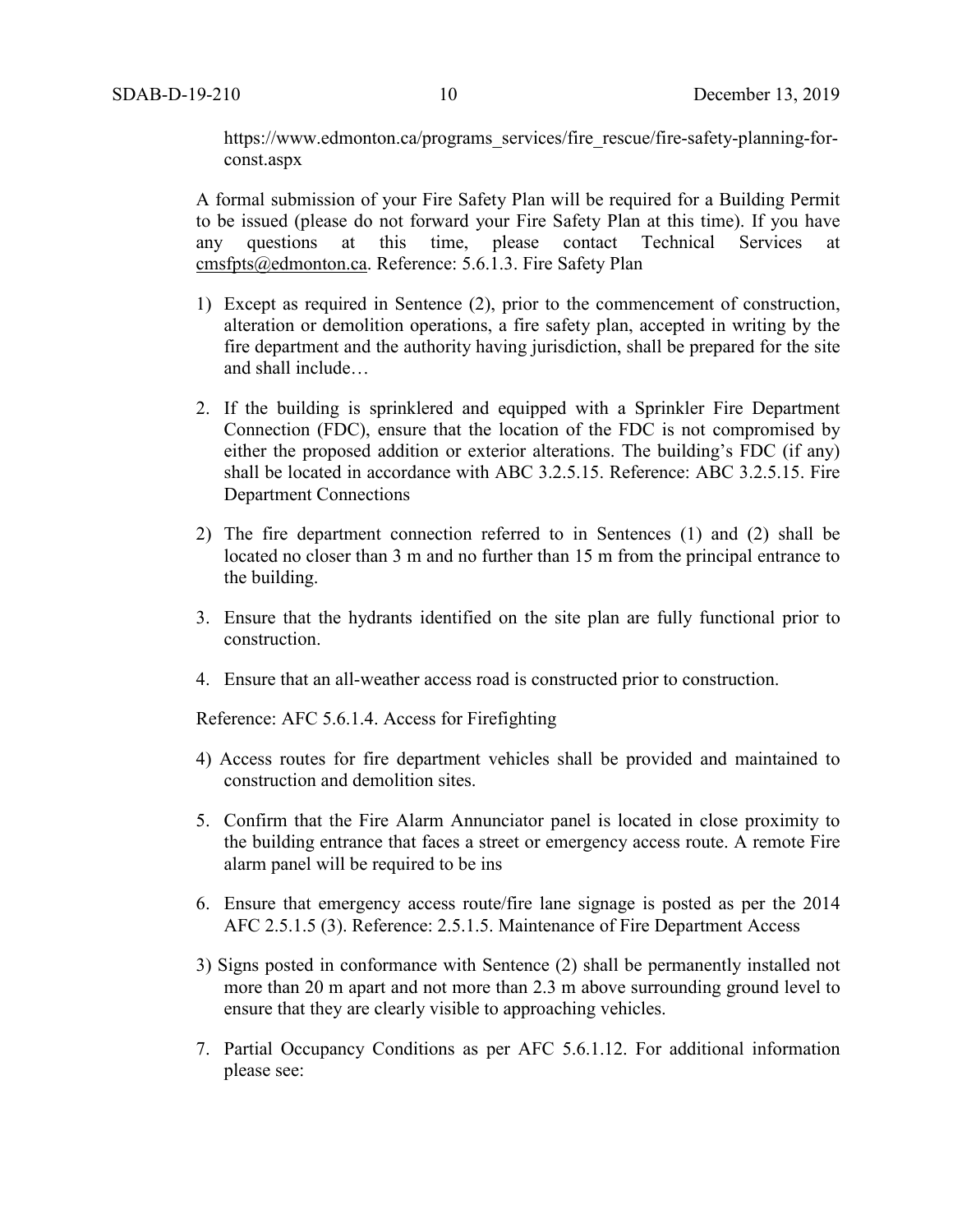https://www.edmonton.ca/programs_services/fire_rescue/fire-safety-planning-for-const.aspx

A formal submission of your Fire Safety Plan will be required for a Building Permit to be issued (please do not forward your Fire Safety Plan at this time). If you have any questions at this time, please contact Technical Services at cmsfpts@edmonton.ca. Reference: 5.6.1.3. Fire Safety Plan

1) Except as required in Sentence (2), prior to the commencement of construction, alteration or demolition operations, a fire safety plan, accepted in writing by the fire department and the authority having jurisdiction, shall be prepared for the site and shall include…

2. If the building is sprinklered and equipped with a Sprinkler Fire Department Connection (FDC), ensure that the location of the FDC is not compromised by either the proposed addition or exterior alterations. The building's FDC (if any) shall be located in accordance with ABC 3.2.5.15. Reference: ABC 3.2.5.15. Fire Department Connections

2) The fire department connection referred to in Sentences (1) and (2) shall be located no closer than 3 m and no further than 15 m from the principal entrance to the building.

3. Ensure that the hydrants identified on the site plan are fully functional prior to construction.

4. Ensure that an all-weather access road is constructed prior to construction.

Reference: AFC 5.6.1.4. Access for Firefighting

4) Access routes for fire department vehicles shall be provided and maintained to construction and demolition sites.

5. Confirm that the Fire Alarm Annunciator panel is located in close proximity to the building entrance that faces a street or emergency access route. A remote Fire alarm panel will be required to be ins

6. Ensure that emergency access route/fire lane signage is posted as per the 2014 AFC 2.5.1.5 (3). Reference: 2.5.1.5. Maintenance of Fire Department Access

3) Signs posted in conformance with Sentence (2) shall be permanently installed not more than 20 m apart and not more than 2.3 m above surrounding ground level to ensure that they are clearly visible to approaching vehicles.

7. Partial Occupancy Conditions as per AFC 5.6.1.12. For additional information please see: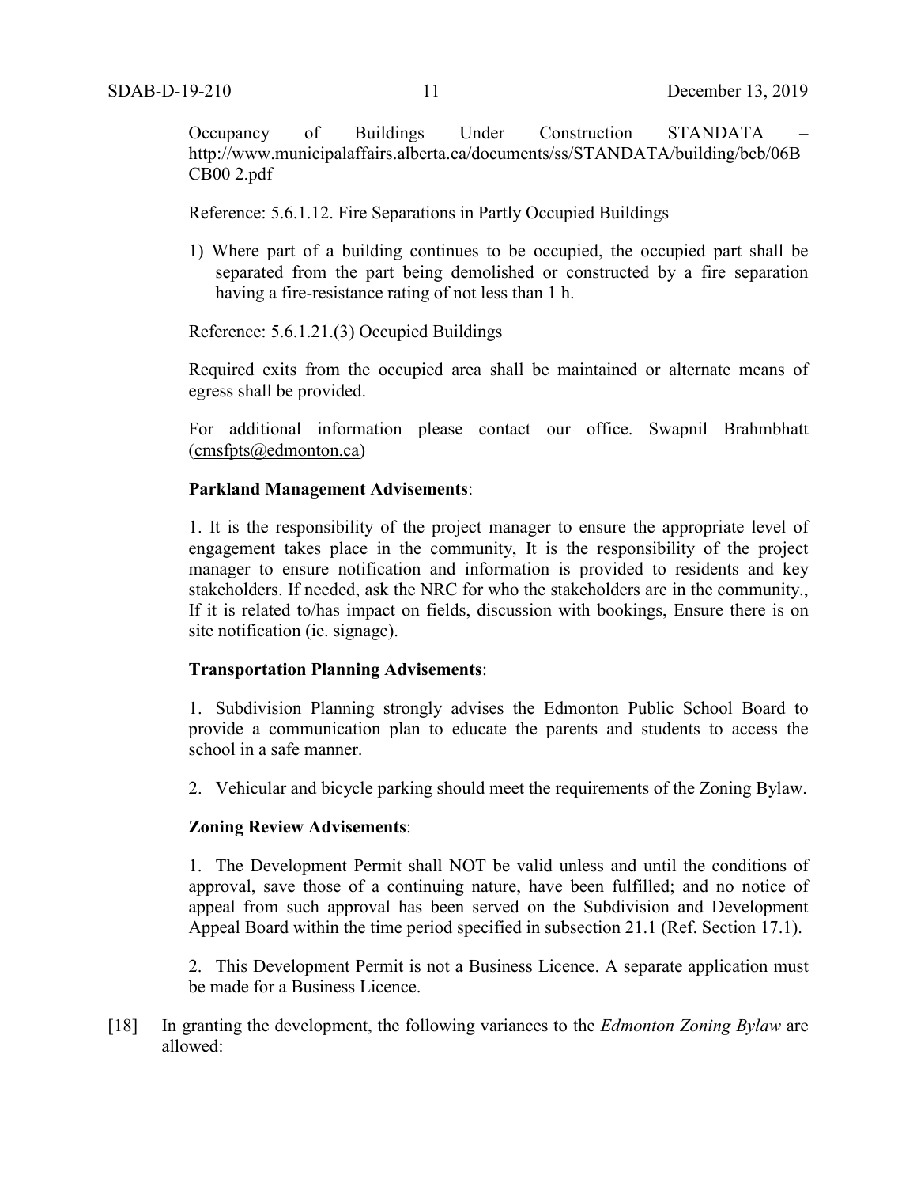Occupancy of Buildings Under Construction STANDATA – http://www.municipalaffairs.alberta.ca/documents/ss/STANDATA/building/bcb/06BCB00 2.pdf

Reference: 5.6.1.12. Fire Separations in Partly Occupied Buildings

1) Where part of a building continues to be occupied, the occupied part shall be separated from the part being demolished or constructed by a fire separation having a fire-resistance rating of not less than 1 h.

Reference: 5.6.1.21.(3) Occupied Buildings

Required exits from the occupied area shall be maintained or alternate means of egress shall be provided.

For additional information please contact our office. Swapnil Brahmbhatt (cmsfpts@edmonton.ca)

**Parkland Management Advisements**:

1. It is the responsibility of the project manager to ensure the appropriate level of engagement takes place in the community, It is the responsibility of the project manager to ensure notification and information is provided to residents and key stakeholders. If needed, ask the NRC for who the stakeholders are in the community., If it is related to/has impact on fields, discussion with bookings, Ensure there is on site notification (ie. signage).

**Transportation Planning Advisements**:

1. Subdivision Planning strongly advises the Edmonton Public School Board to provide a communication plan to educate the parents and students to access the school in a safe manner.

2. Vehicular and bicycle parking should meet the requirements of the Zoning Bylaw.

**Zoning Review Advisements**:

1. The Development Permit shall NOT be valid unless and until the conditions of approval, save those of a continuing nature, have been fulfilled; and no notice of appeal from such approval has been served on the Subdivision and Development Appeal Board within the time period specified in subsection 21.1 (Ref. Section 17.1).

2. This Development Permit is not a Business Licence. A separate application must be made for a Business Licence.

[18] In granting the development, the following variances to the *Edmonton Zoning Bylaw* are allowed: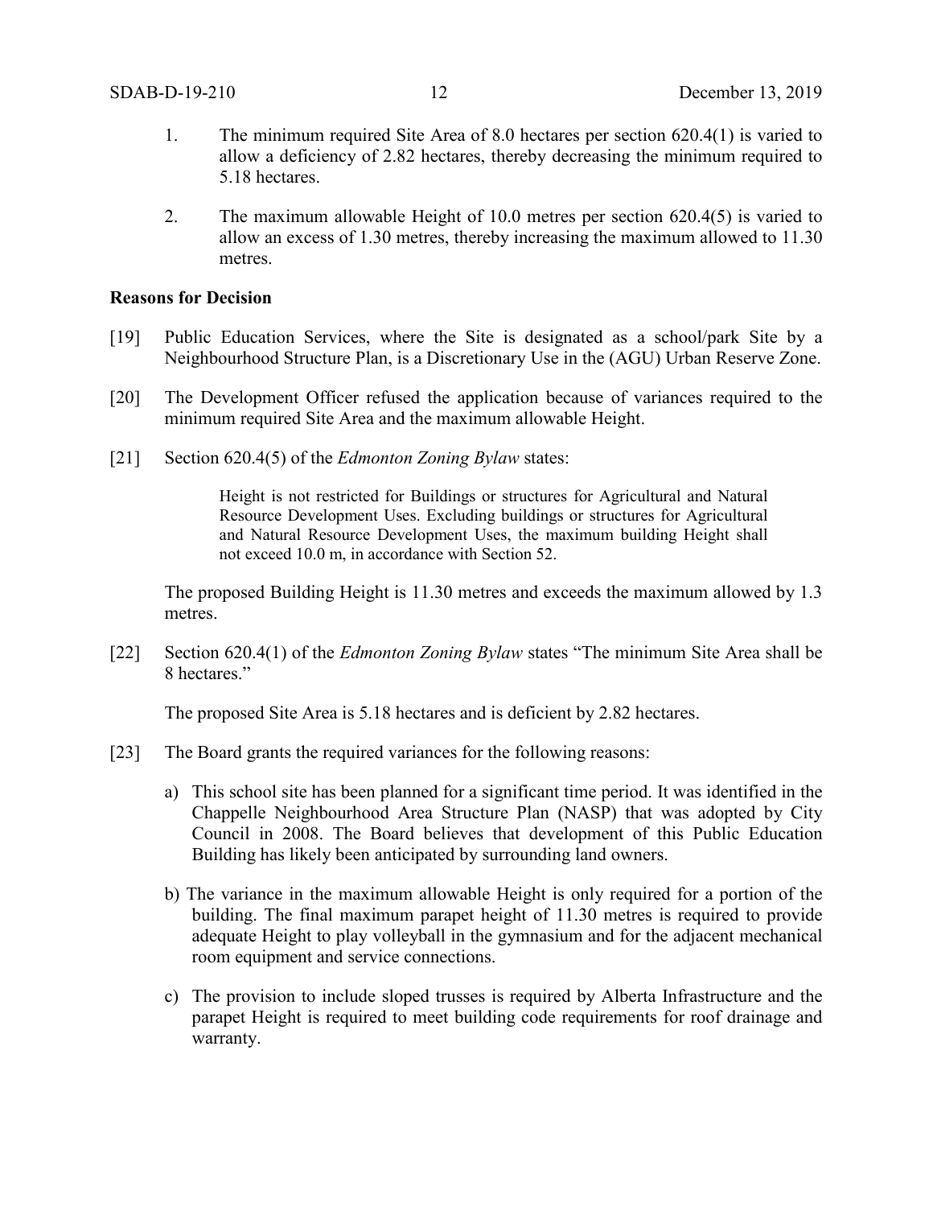1. The minimum required Site Area of 8.0 hectares per section 620.4(1) is varied to allow a deficiency of 2.82 hectares, thereby decreasing the minimum required to 5.18 hectares.

2. The maximum allowable Height of 10.0 metres per section 620.4(5) is varied to allow an excess of 1.30 metres, thereby increasing the maximum allowed to 11.30 metres.

**Reasons for Decision**

[19] Public Education Services, where the Site is designated as a school/park Site by a Neighbourhood Structure Plan, is a Discretionary Use in the (AGU) Urban Reserve Zone.

[20] The Development Officer refused the application because of variances required to the minimum required Site Area and the maximum allowable Height.

[21] Section 620.4(5) of the *Edmonton Zoning Bylaw* states:

> Height is not restricted for Buildings or structures for Agricultural and Natural Resource Development Uses. Excluding buildings or structures for Agricultural and Natural Resource Development Uses, the maximum building Height shall not exceed 10.0 m, in accordance with Section 52.

The proposed Building Height is 11.30 metres and exceeds the maximum allowed by 1.3 metres.

[22] Section 620.4(1) of the *Edmonton Zoning Bylaw* states "The minimum Site Area shall be 8 hectares."

The proposed Site Area is 5.18 hectares and is deficient by 2.82 hectares.

[23] The Board grants the required variances for the following reasons:

a) This school site has been planned for a significant time period. It was identified in the Chappelle Neighbourhood Area Structure Plan (NASP) that was adopted by City Council in 2008. The Board believes that development of this Public Education Building has likely been anticipated by surrounding land owners.

b) The variance in the maximum allowable Height is only required for a portion of the building. The final maximum parapet height of 11.30 metres is required to provide adequate Height to play volleyball in the gymnasium and for the adjacent mechanical room equipment and service connections.

c) The provision to include sloped trusses is required by Alberta Infrastructure and the parapet Height is required to meet building code requirements for roof drainage and warranty.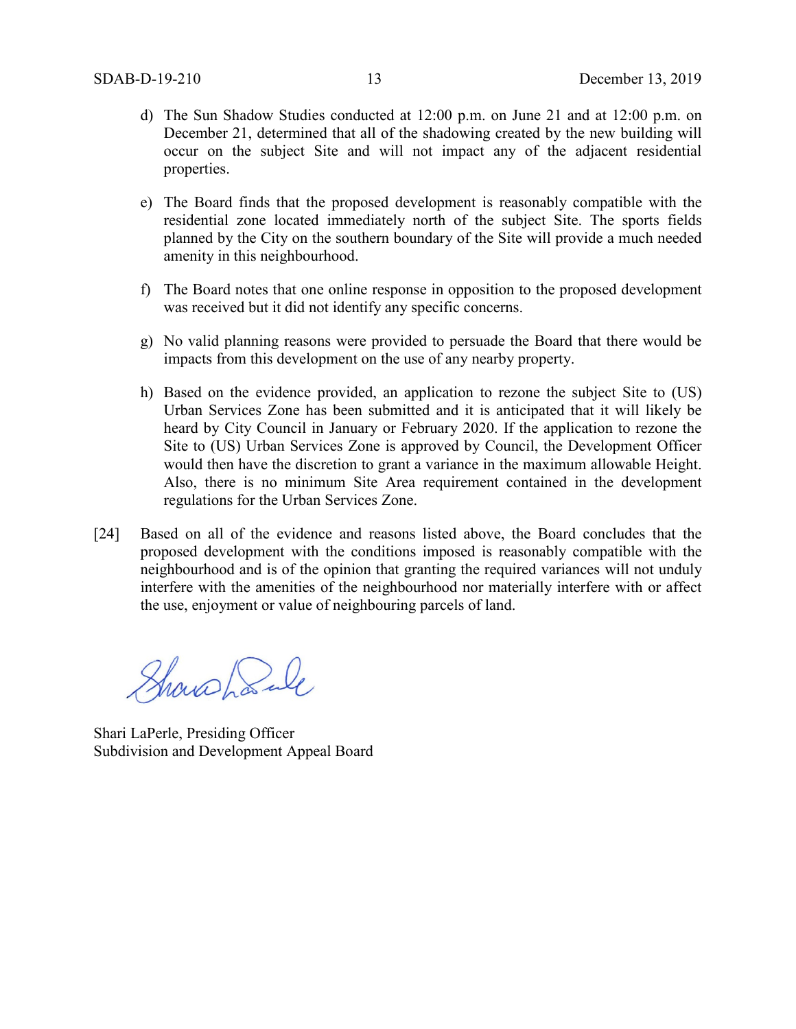d) The Sun Shadow Studies conducted at 12:00 p.m. on June 21 and at 12:00 p.m. on December 21, determined that all of the shadowing created by the new building will occur on the subject Site and will not impact any of the adjacent residential properties.

e) The Board finds that the proposed development is reasonably compatible with the residential zone located immediately north of the subject Site. The sports fields planned by the City on the southern boundary of the Site will provide a much needed amenity in this neighbourhood.

f) The Board notes that one online response in opposition to the proposed development was received but it did not identify any specific concerns.

g) No valid planning reasons were provided to persuade the Board that there would be impacts from this development on the use of any nearby property.

h) Based on the evidence provided, an application to rezone the subject Site to (US) Urban Services Zone has been submitted and it is anticipated that it will likely be heard by City Council in January or February 2020. If the application to rezone the Site to (US) Urban Services Zone is approved by Council, the Development Officer would then have the discretion to grant a variance in the maximum allowable Height. Also, there is no minimum Site Area requirement contained in the development regulations for the Urban Services Zone.

[24] Based on all of the evidence and reasons listed above, the Board concludes that the proposed development with the conditions imposed is reasonably compatible with the neighbourhood and is of the opinion that granting the required variances will not unduly interfere with the amenities of the neighbourhood nor materially interfere with or affect the use, enjoyment or value of neighbouring parcels of land.

Shari LaPerle, Presiding Officer
Subdivision and Development Appeal Board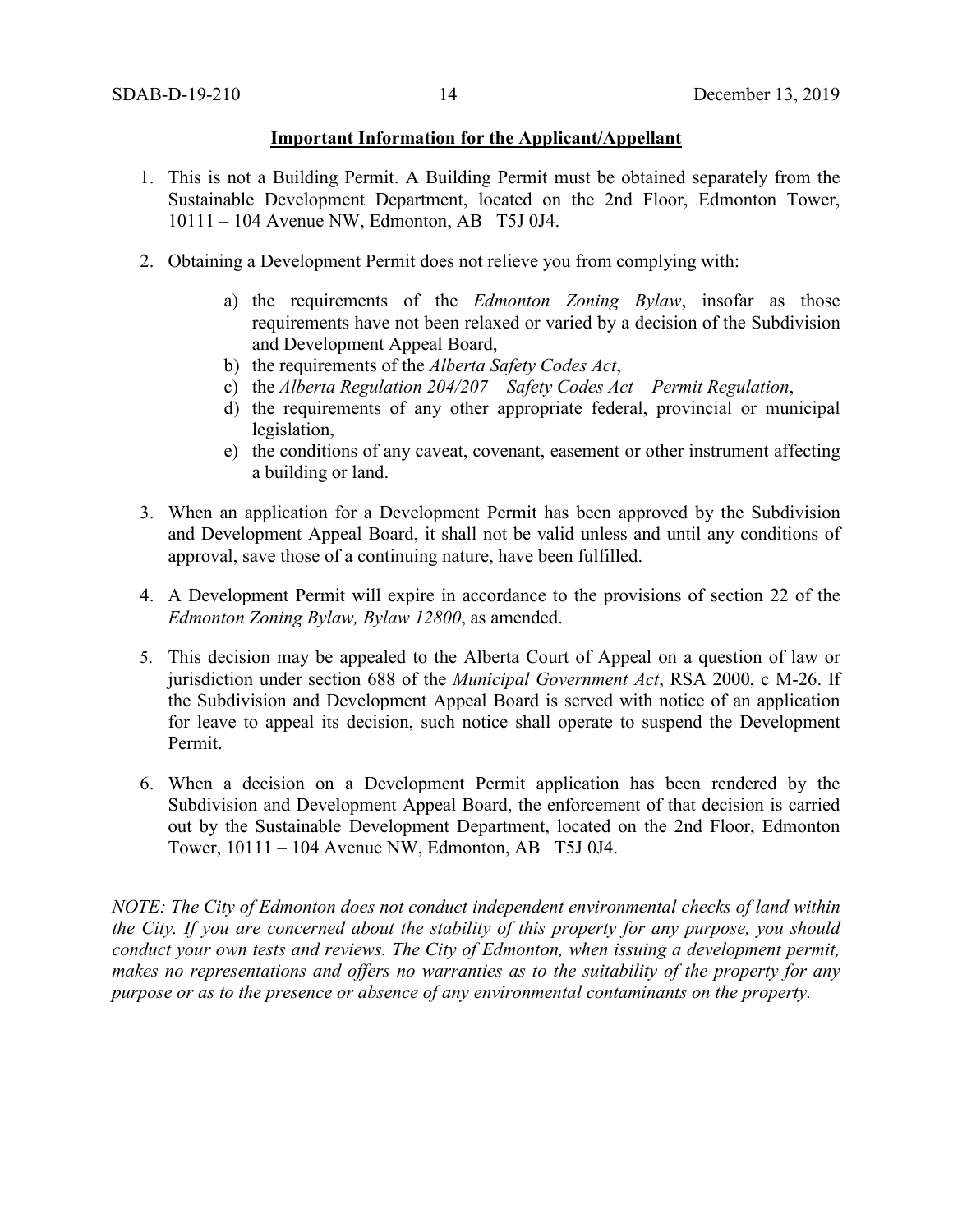**Important Information for the Applicant/Appellant**

1. This is not a Building Permit. A Building Permit must be obtained separately from the Sustainable Development Department, located on the 2nd Floor, Edmonton Tower, 10111 – 104 Avenue NW, Edmonton, AB T5J 0J4.

2. Obtaining a Development Permit does not relieve you from complying with:

    a) the requirements of the *Edmonton Zoning Bylaw*, insofar as those requirements have not been relaxed or varied by a decision of the Subdivision and Development Appeal Board,
    b) the requirements of the *Alberta Safety Codes Act*,
    c) the *Alberta Regulation 204/207 – Safety Codes Act – Permit Regulation*,
    d) the requirements of any other appropriate federal, provincial or municipal legislation,
    e) the conditions of any caveat, covenant, easement or other instrument affecting a building or land.

3. When an application for a Development Permit has been approved by the Subdivision and Development Appeal Board, it shall not be valid unless and until any conditions of approval, save those of a continuing nature, have been fulfilled.

4. A Development Permit will expire in accordance to the provisions of section 22 of the *Edmonton Zoning Bylaw, Bylaw 12800*, as amended.

5. This decision may be appealed to the Alberta Court of Appeal on a question of law or jurisdiction under section 688 of the *Municipal Government Act*, RSA 2000, c M-26. If the Subdivision and Development Appeal Board is served with notice of an application for leave to appeal its decision, such notice shall operate to suspend the Development Permit.

6. When a decision on a Development Permit application has been rendered by the Subdivision and Development Appeal Board, the enforcement of that decision is carried out by the Sustainable Development Department, located on the 2nd Floor, Edmonton Tower, 10111 – 104 Avenue NW, Edmonton, AB T5J 0J4.

*NOTE: The City of Edmonton does not conduct independent environmental checks of land within the City. If you are concerned about the stability of this property for any purpose, you should conduct your own tests and reviews. The City of Edmonton, when issuing a development permit, makes no representations and offers no warranties as to the suitability of the property for any purpose or as to the presence or absence of any environmental contaminants on the property.*